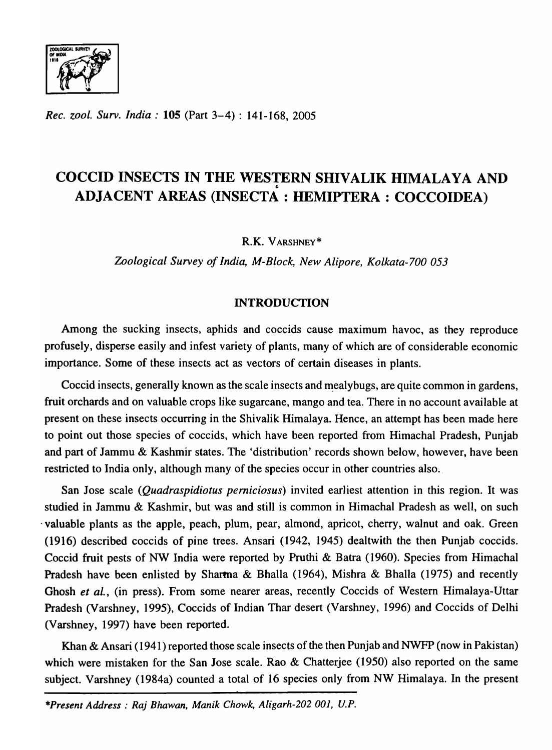*Rec. zool. Surv. India* : **105** (Part 3–4) : 141-168, 2005

# COCCID INSECTS IN THE WESTERN SHIVALIK HIMALAYA AND ADJACENT AREAS (INSECTA : HEMIPTERA : COCCOIDEA)

R.K. VARSHNEY*

*Zoological Survey of India, M-Block, New Alipore, Kolkata-700 053*

## INTRODUCTION

Among the sucking insects, aphids and coccids cause maximum havoc, as they reproduce profusely, disperse easily and infest variety of plants, many of which are of considerable economic importance. Some of these insects act as vectors of certain diseases in plants.

Coccid insects, generally known as the scale insects and mealybugs, are quite common in gardens, fruit orchards and on valuable crops like sugarcane, mango and tea. There in no account available at present on these insects occurring in the Shivalik Himalaya. Hence, an attempt has been made here to point out those species of coccids, which have been reported from Himachal Pradesh, Punjab and part of Jammu & Kashmir states. The 'distribution' records shown below, however, have been restricted to India only, although many of the species occur in other countries also.

San Jose scale (*Quadraspidiotus perniciosus*) invited earliest attention in this region. It was studied in Jammu & Kashmir, but was and still is common in Himachal Pradesh as well, on such valuable plants as the apple, peach, plum, pear, almond, apricot, cherry, walnut and oak. Green (1916) described coccids of pine trees. Ansari (1942, 1945) dealtwith the then Punjab coccids. Coccid fruit pests of NW India were reported by Pruthi & Batra (1960). Species from Himachal Pradesh have been enlisted by Sharma & Bhalla (1964), Mishra & Bhalla (1975) and recently Ghosh *et al.*, (in press). From some nearer areas, recently Coccids of Western Himalaya-Uttar Pradesh (Varshney, 1995), Coccids of Indian Thar desert (Varshney, 1996) and Coccids of Delhi (Varshney, 1997) have been reported.

Khan & Ansari (1941) reported those scale insects of the then Punjab and NWFP (now in Pakistan) which were mistaken for the San Jose scale. Rao & Chatterjee (1950) also reported on the same subject. Varshney (1984a) counted a total of 16 species only from NW Himalaya. In the present

*Present Address : Raj Bhawan, Manik Chowk, Aligarh-202 001, U.P.*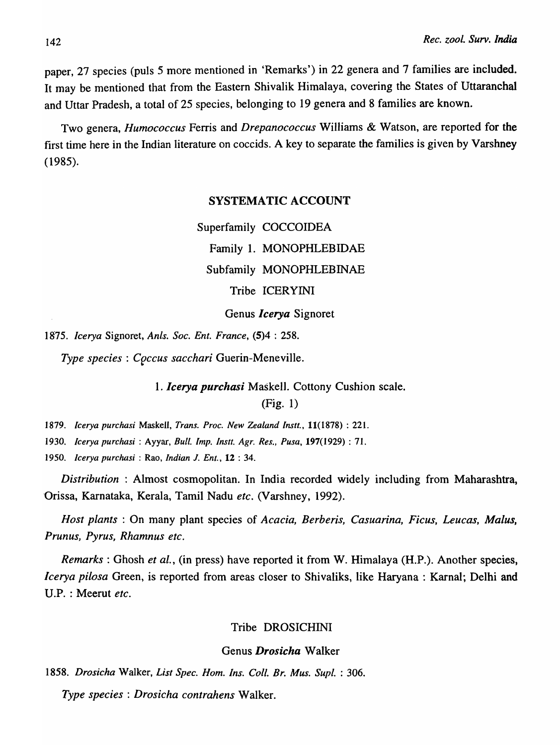paper, 27 species (puls 5 more mentioned in 'Remarks') in 22 genera and 7 families are included. It may be mentioned that from the Eastern Shivalik Himalaya, covering the States of Uttaranchal and Uttar Pradesh, a total of 25 species, belonging to 19 genera and 8 families are known.

Two genera, *Humococcus* Ferris and *Drepanococcus* Williams & Watson, are reported for the first time here in the Indian literature on coccids. A key to separate the families is given by Varshney (1985).

## SYSTEMATIC ACCOUNT

Superfamily COCCOIDEA

Family 1. MONOPHLEBIDAE

Subfamily MONOPHLEBINAE

Tribe ICERYINI

Genus ***Icerya*** Signoret

1875. *Icerya* Signoret, *Anls. Soc. Ent. France*, **(5)**4 : 258.

*Type species* : *Coccus sacchari* Guerin-Meneville.

### 1. *Icerya purchasi* Maskell. Cottony Cushion scale.

(Fig. 1)

1879. *Icerya purchasi* Maskell, *Trans. Proc. New Zealand Instt.*, **11**(1878) : 221.

1930. *Icerya purchasi* : Ayyar, *Bull. Imp. Instt. Agr. Res., Pusa*, **197**(1929) : 71.

1950. *Icerya purchasi* : Rao, *Indian J. Ent.*, **12** : 34.

*Distribution* : Almost cosmopolitan. In India recorded widely including from Maharashtra, Orissa, Karnataka, Kerala, Tamil Nadu *etc.* (Varshney, 1992).

*Host plants* : On many plant species of *Acacia, Berberis, Casuarina, Ficus, Leucas, Malus, Prunus, Pyrus, Rhamnus etc.*

*Remarks* : Ghosh *et al.*, (in press) have reported it from W. Himalaya (H.P.). Another species, *Icerya pilosa* Green, is reported from areas closer to Shivaliks, like Haryana : Karnal; Delhi and U.P. : Meerut *etc.*

Tribe DROSICHINI

Genus ***Drosicha*** Walker

1858. *Drosicha* Walker, *List Spec. Hom. Ins. Coll. Br. Mus. Supl.* : 306.

*Type species* : *Drosicha contrahens* Walker.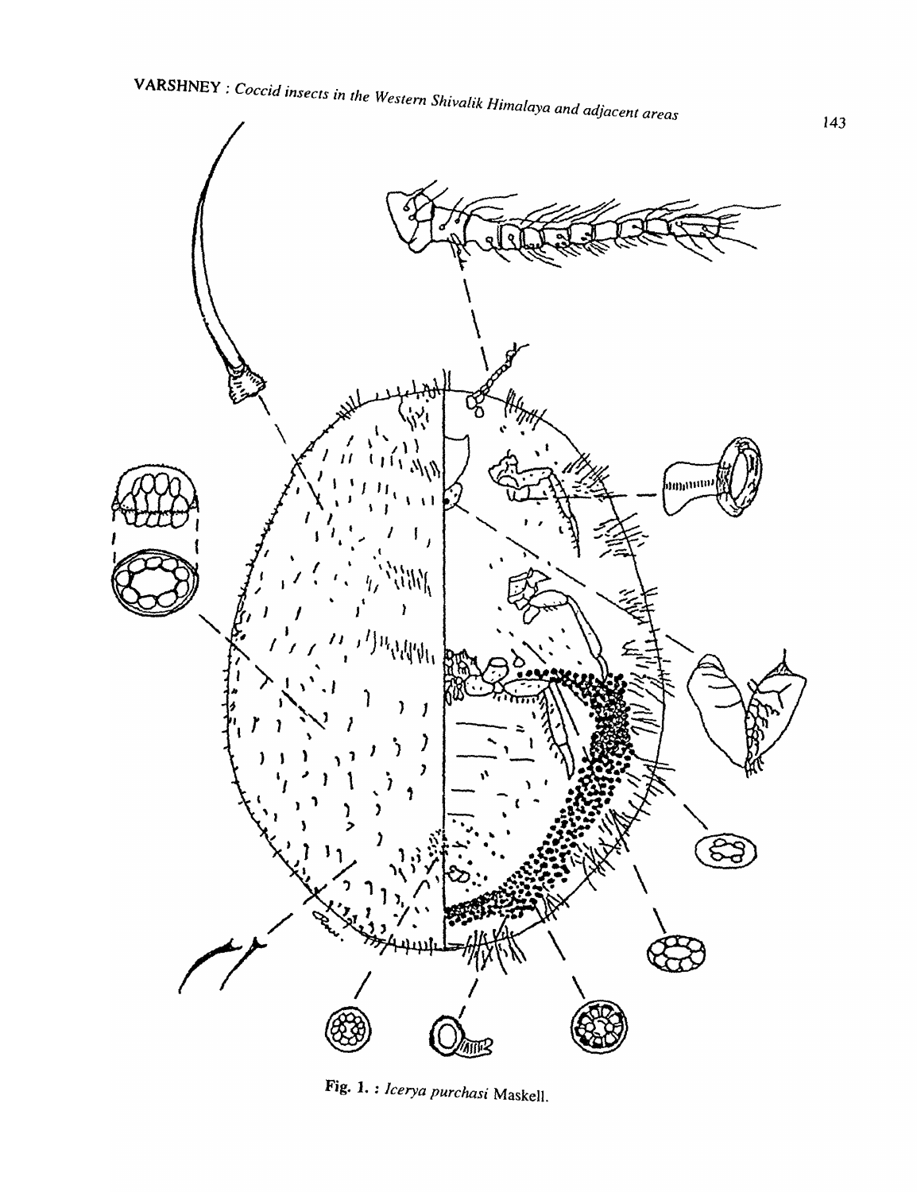Fig. 1. : *Icerya purchasi* Maskell.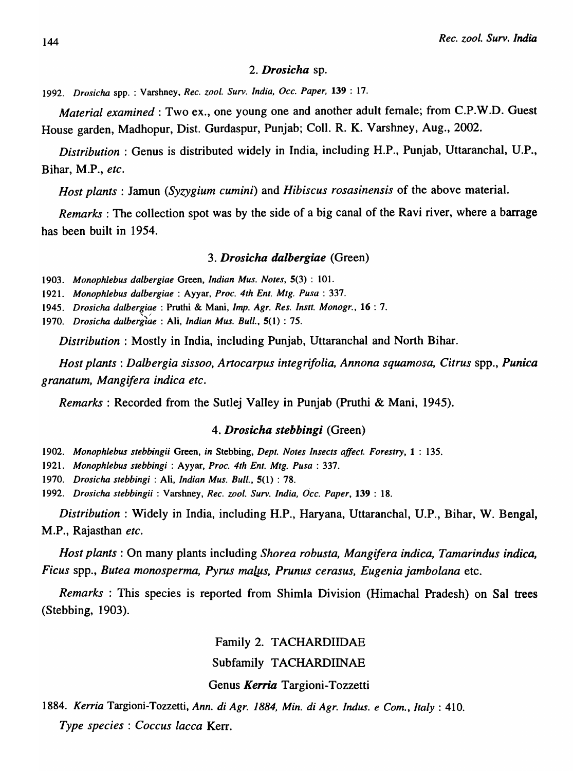### 2. *Drosicha* sp.

1992. *Drosicha* spp. : Varshney, *Rec. zool. Surv. India, Occ. Paper,* **139** : 17.

*Material examined* : Two ex., one young one and another adult female; from C.P.W.D. Guest House garden, Madhopur, Dist. Gurdaspur, Punjab; Coll. R. K. Varshney, Aug., 2002.

*Distribution* : Genus is distributed widely in India, including H.P., Punjab, Uttaranchal, U.P., Bihar, M.P., *etc.*

*Host plants* : Jamun (*Syzygium cumini*) and *Hibiscus rosasinensis* of the above material.

*Remarks* : The collection spot was by the side of a big canal of the Ravi river, where a barrage has been built in 1954.

### 3. *Drosicha dalbergiae* (Green)

1903. *Monophlebus dalbergiae* Green, *Indian Mus. Notes,* **5**(3) : 101.
1921. *Monophlebus dalbergiae* : Ayyar, *Proc. 4th Ent. Mtg. Pusa* : 337.
1945. *Drosicha dalbergiae* : Pruthi & Mani, *Imp. Agr. Res. Instt. Monogr.,* **16** : 7.
1970. *Drosicha dalbergiae* : Ali, *Indian Mus. Bull.,* **5**(1) : 75.

*Distribution* : Mostly in India, including Punjab, Uttaranchal and North Bihar.

*Host plants* : *Dalbergia sissoo, Artocarpus integrifolia, Annona squamosa, Citrus* spp., *Punica granatum, Mangifera indica etc.*

*Remarks* : Recorded from the Sutlej Valley in Punjab (Pruthi & Mani, 1945).

### 4. *Drosicha stebbingi* (Green)

1902. *Monophlebus stebbingii* Green, in Stebbing, *Dept. Notes Insects affect. Forestry,* **1** : 135.
1921. *Monophlebus stebbingi* : Ayyar, *Proc. 4th Ent. Mtg. Pusa* : 337.
1970. *Drosicha stebbingi* : Ali, *Indian Mus. Bull.,* **5**(1) : 78.
1992. *Drosicha stebbingii* : Varshney, *Rec. zool. Surv. India, Occ. Paper,* **139** : 18.

*Distribution* : Widely in India, including H.P., Haryana, Uttaranchal, U.P., Bihar, W. Bengal, M.P., Rajasthan *etc.*

*Host plants* : On many plants including *Shorea robusta, Mangifera indica, Tamarindus indica, Ficus* spp., *Butea monosperma, Pyrus malus, Prunus cerasus, Eugenia jambolana* etc.

*Remarks* : This species is reported from Shimla Division (Himachal Pradesh) on Sal trees (Stebbing, 1903).

## Family 2. TACHARDIIDAE

### Subfamily TACHARDIINAE

### Genus *Kerria* Targioni-Tozzetti

1884. *Kerria* Targioni-Tozzetti, *Ann. di Agr. 1884, Min. di Agr. Indus. e Com., Italy* : 410.

*Type species* : *Coccus lacca* Kerr.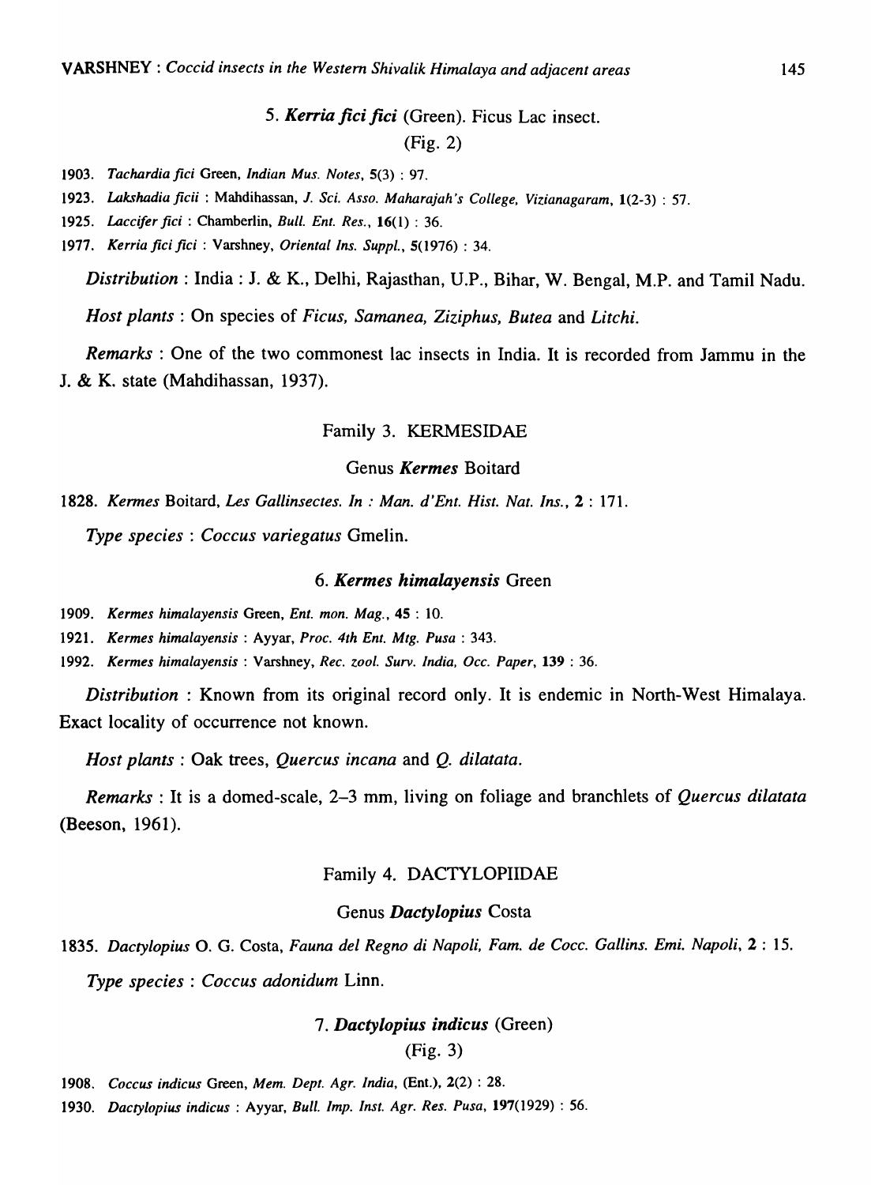### 5. *Kerria fici fici* (Green). Ficus Lac insect.

(Fig. 2)

1903. *Tachardia fici* Green, *Indian Mus. Notes*, **5**(3) : 97.

1923. *Lakshadia ficii* : Mahdihassan, *J. Sci. Asso. Maharajah's College, Vizianagaram*, **1**(2-3) : 57.

1925. *Laccifer fici* : Chamberlin, *Bull. Ent. Res.*, **16**(1) : 36.

1977. *Kerria fici fici* : Varshney, *Oriental Ins. Suppl.*, **5**(1976) : 34.

*Distribution* : India : J. & K., Delhi, Rajasthan, U.P., Bihar, W. Bengal, M.P. and Tamil Nadu.

*Host plants* : On species of *Ficus, Samanea, Ziziphus, Butea* and *Litchi*.

*Remarks* : One of the two commonest lac insects in India. It is recorded from Jammu in the J. & K. state (Mahdihassan, 1937).

## Family 3. KERMESIDAE

### Genus *Kermes* Boitard

1828. *Kermes* Boitard, *Les Gallinsectes. In : Man. d'Ent. Hist. Nat. Ins.*, **2** : 171.

*Type species* : *Coccus variegatus* Gmelin.

### 6. *Kermes himalayensis* Green

1909. *Kermes himalayensis* Green, *Ent. mon. Mag.*, **45** : 10.

1921. *Kermes himalayensis* : Ayyar, *Proc. 4th Ent. Mtg. Pusa* : 343.

1992. *Kermes himalayensis* : Varshney, *Rec. zool. Surv. India, Occ. Paper*, **139** : 36.

*Distribution* : Known from its original record only. It is endemic in North-West Himalaya. Exact locality of occurrence not known.

*Host plants* : Oak trees, *Quercus incana* and *Q. dilatata*.

*Remarks* : It is a domed-scale, 2–3 mm, living on foliage and branchlets of *Quercus dilatata* (Beeson, 1961).

## Family 4. DACTYLOPIIDAE

### Genus *Dactylopius* Costa

1835. *Dactylopius* O. G. Costa, *Fauna del Regno di Napoli, Fam. de Cocc. Gallins. Emi. Napoli*, **2** : 15.

*Type species* : *Coccus adonidum* Linn.

### 7. *Dactylopius indicus* (Green)

(Fig. 3)

1908. *Coccus indicus* Green, *Mem. Dept. Agr. India*, (Ent.), **2**(2) : 28.

1930. *Dactylopius indicus* : Ayyar, *Bull. Imp. Inst. Agr. Res. Pusa*, **197**(1929) : 56.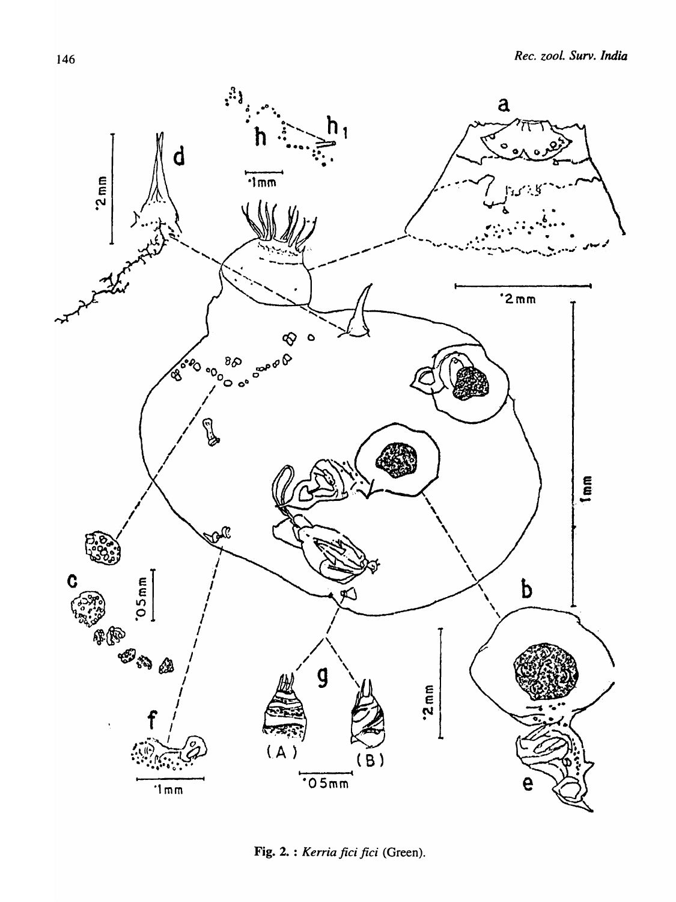Fig. 2. : *Kerria fici fici* (Green).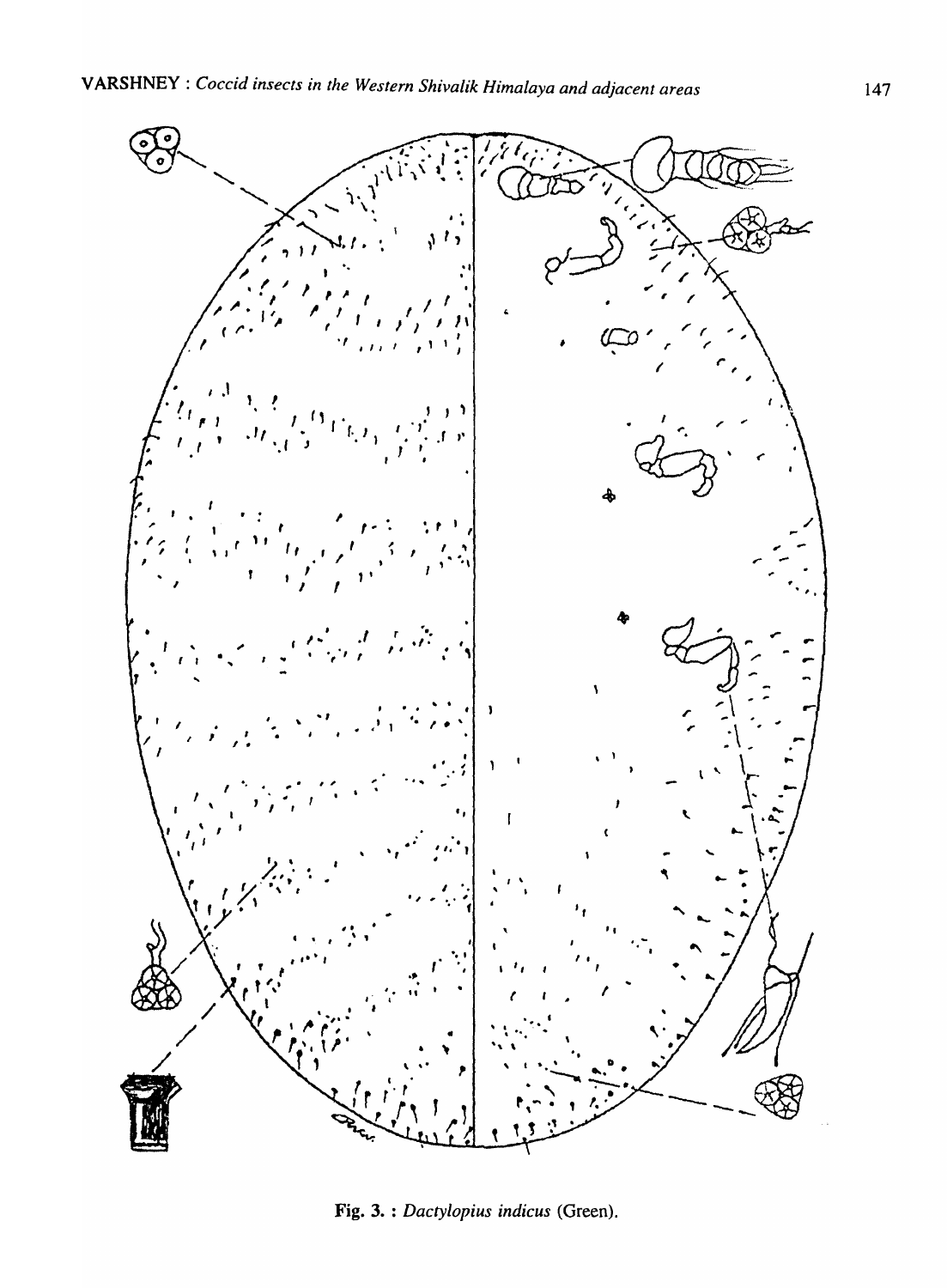Fig. 3. : *Dactylopius indicus* (Green).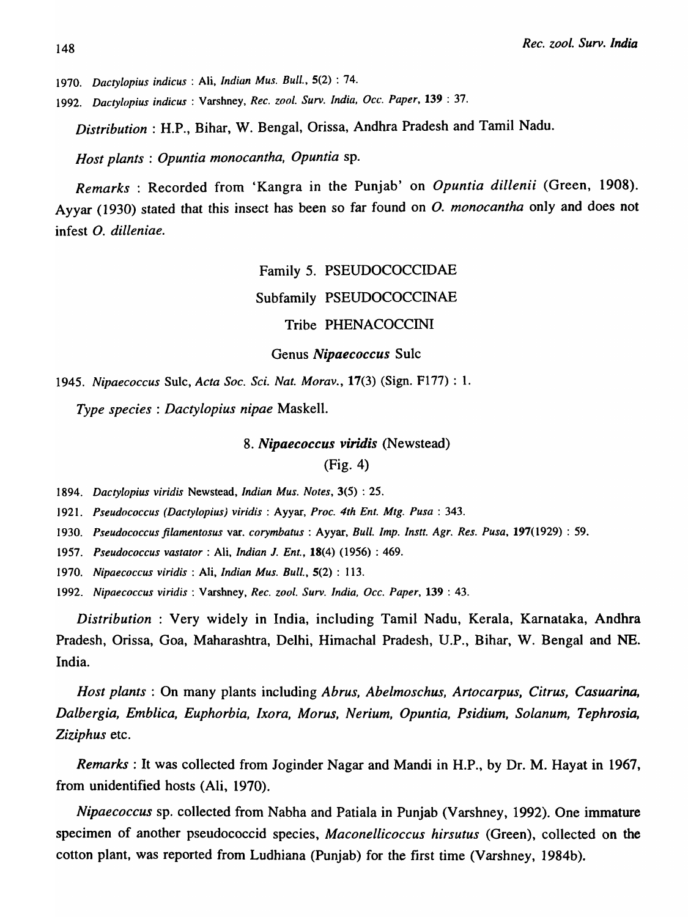1970. *Dactylopius indicus* : Ali, *Indian Mus. Bull.*, **5**(2) : 74.

1992. *Dactylopius indicus* : Varshney, *Rec. zool. Surv. India, Occ. Paper*, **139** : 37.

*Distribution* : H.P., Bihar, W. Bengal, Orissa, Andhra Pradesh and Tamil Nadu.

*Host plants* : *Opuntia monocantha, Opuntia* sp.

*Remarks* : Recorded from 'Kangra in the Punjab' on *Opuntia dillenii* (Green, 1908). Ayyar (1930) stated that this insect has been so far found on *O. monocantha* only and does not infest *O. dilleniae.*

## Family 5. PSEUDOCOCCIDAE

## Subfamily PSEUDOCOCCINAE

### Tribe PHENACOCCINI

### Genus *Nipaecoccus* Sulc

1945. *Nipaecoccus* Sulc, *Acta Soc. Sci. Nat. Morav.*, **17**(3) (Sign. F177) : 1.

*Type species* : *Dactylopius nipae* Maskell.

### 8. *Nipaecoccus viridis* (Newstead)

(Fig. 4)

1894. *Dactylopius viridis* Newstead, *Indian Mus. Notes*, **3**(5) : 25.

1921. *Pseudococcus (Dactylopius) viridis* : Ayyar, *Proc. 4th Ent. Mtg. Pusa* : 343.

1930. *Pseudococcus filamentosus* var. *corymbatus* : Ayyar, *Bull. Imp. Instt. Agr. Res. Pusa*, **197**(1929) : 59.

1957. *Pseudococcus vastator* : Ali, *Indian J. Ent.*, **18**(4) (1956) : 469.

1970. *Nipaecoccus viridis* : Ali, *Indian Mus. Bull.*, **5**(2) : 113.

1992. *Nipaecoccus viridis* : Varshney, *Rec. zool. Surv. India, Occ. Paper*, **139** : 43.

*Distribution* : Very widely in India, including Tamil Nadu, Kerala, Karnataka, Andhra Pradesh, Orissa, Goa, Maharashtra, Delhi, Himachal Pradesh, U.P., Bihar, W. Bengal and NE. India.

*Host plants* : On many plants including *Abrus, Abelmoschus, Artocarpus, Citrus, Casuarina, Dalbergia, Emblica, Euphorbia, Ixora, Morus, Nerium, Opuntia, Psidium, Solanum, Tephrosia, Ziziphus* etc.

*Remarks* : It was collected from Joginder Nagar and Mandi in H.P., by Dr. M. Hayat in 1967, from unidentified hosts (Ali, 1970).

*Nipaecoccus* sp. collected from Nabha and Patiala in Punjab (Varshney, 1992). One immature specimen of another pseudococcid species, *Maconellicoccus hirsutus* (Green), collected on the cotton plant, was reported from Ludhiana (Punjab) for the first time (Varshney, 1984b).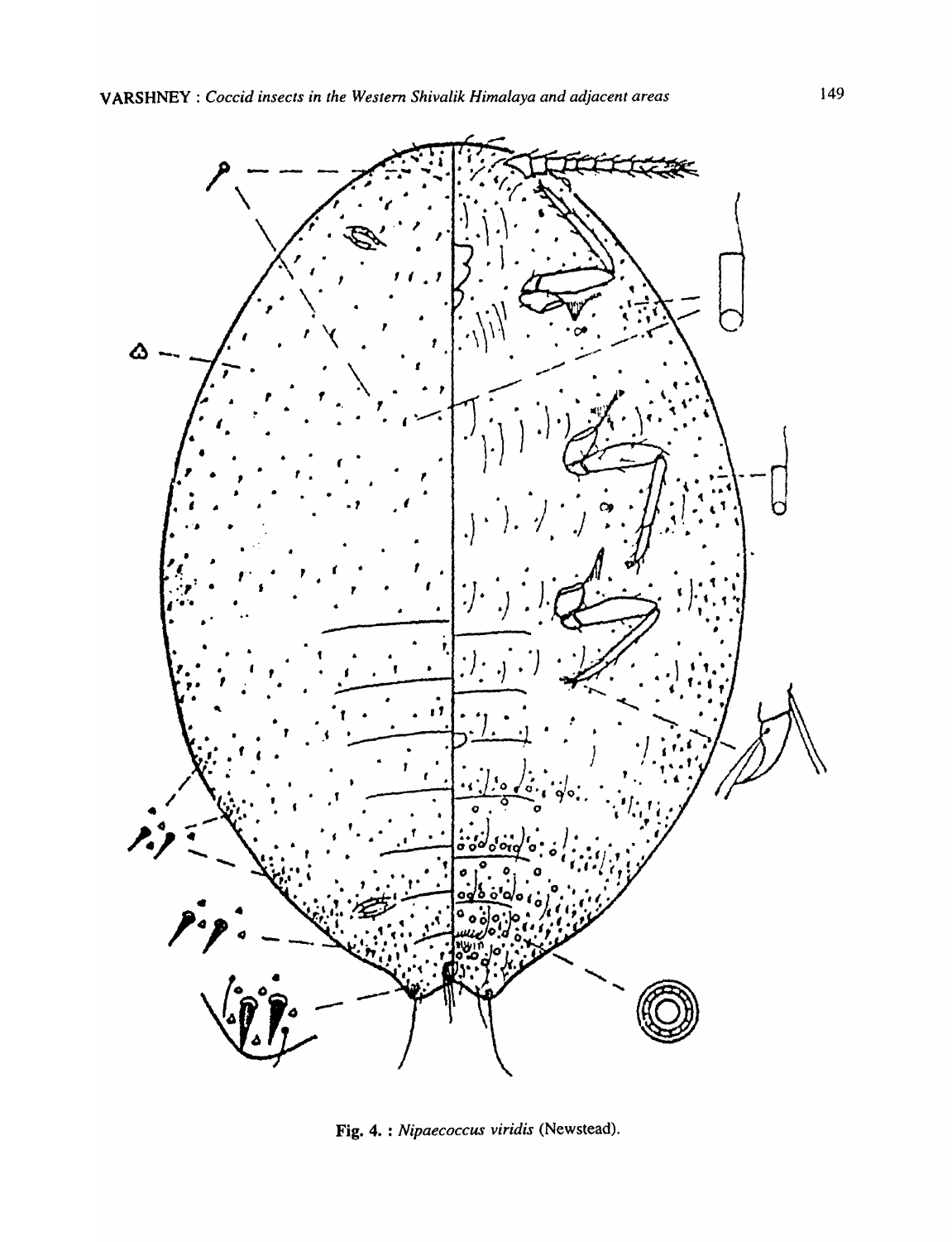Fig. 4. : *Nipaecoccus viridis* (Newstead).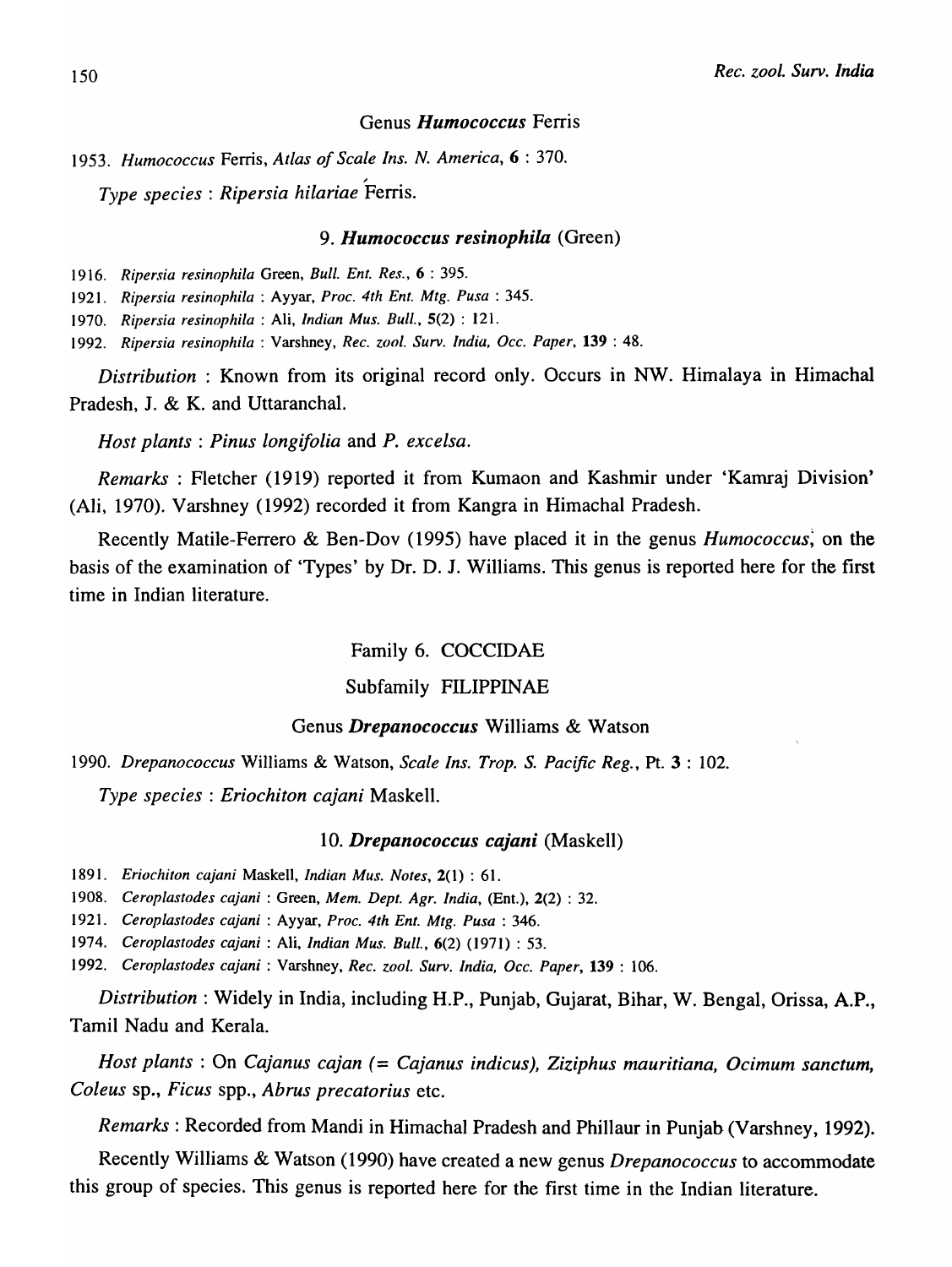### Genus *Humococcus* Ferris

1953. *Humococcus* Ferris, *Atlas of Scale Ins. N. America*, **6** : 370.

*Type species* : *Ripersia hilariae* Ferris.

#### 9. *Humococcus resinophila* (Green)

1916. *Ripersia resinophila* Green, *Bull. Ent. Res.*, **6** : 395.
1921. *Ripersia resinophila* : Ayyar, *Proc. 4th Ent. Mtg. Pusa* : 345.
1970. *Ripersia resinophila* : Ali, *Indian Mus. Bull.*, **5**(2) : 121.
1992. *Ripersia resinophila* : Varshney, *Rec. zool. Surv. India, Occ. Paper*, **139** : 48.

*Distribution* : Known from its original record only. Occurs in NW. Himalaya in Himachal Pradesh, J. & K. and Uttaranchal.

*Host plants* : *Pinus longifolia* and *P. excelsa*.

*Remarks* : Fletcher (1919) reported it from Kumaon and Kashmir under 'Kamraj Division' (Ali, 1970). Varshney (1992) recorded it from Kangra in Himachal Pradesh.

Recently Matile-Ferrero & Ben-Dov (1995) have placed it in the genus *Humococcus*, on the basis of the examination of 'Types' by Dr. D. J. Williams. This genus is reported here for the first time in Indian literature.

## Family 6. COCCIDAE

### Subfamily FILIPPINAE

### Genus *Drepanococcus* Williams & Watson

1990. *Drepanococcus* Williams & Watson, *Scale Ins. Trop. S. Pacific Reg.*, Pt. **3** : 102.

*Type species* : *Eriochiton cajani* Maskell.

#### 10. *Drepanococcus cajani* (Maskell)

1891. *Eriochiton cajani* Maskell, *Indian Mus. Notes*, **2**(1) : 61.
1908. *Ceroplastodes cajani* : Green, *Mem. Dept. Agr. India*, (Ent.), **2**(2) : 32.
1921. *Ceroplastodes cajani* : Ayyar, *Proc. 4th Ent. Mtg. Pusa* : 346.
1974. *Ceroplastodes cajani* : Ali, *Indian Mus. Bull.*, **6**(2) (1971) : 53.
1992. *Ceroplastodes cajani* : Varshney, *Rec. zool. Surv. India, Occ. Paper*, **139** : 106.

*Distribution* : Widely in India, including H.P., Punjab, Gujarat, Bihar, W. Bengal, Orissa, A.P., Tamil Nadu and Kerala.

*Host plants* : On *Cajanus cajan* (= *Cajanus indicus*), *Ziziphus mauritiana*, *Ocimum sanctum*, *Coleus* sp., *Ficus* spp., *Abrus precatorius* etc.

*Remarks* : Recorded from Mandi in Himachal Pradesh and Phillaur in Punjab (Varshney, 1992).

Recently Williams & Watson (1990) have created a new genus *Drepanococcus* to accommodate this group of species. This genus is reported here for the first time in the Indian literature.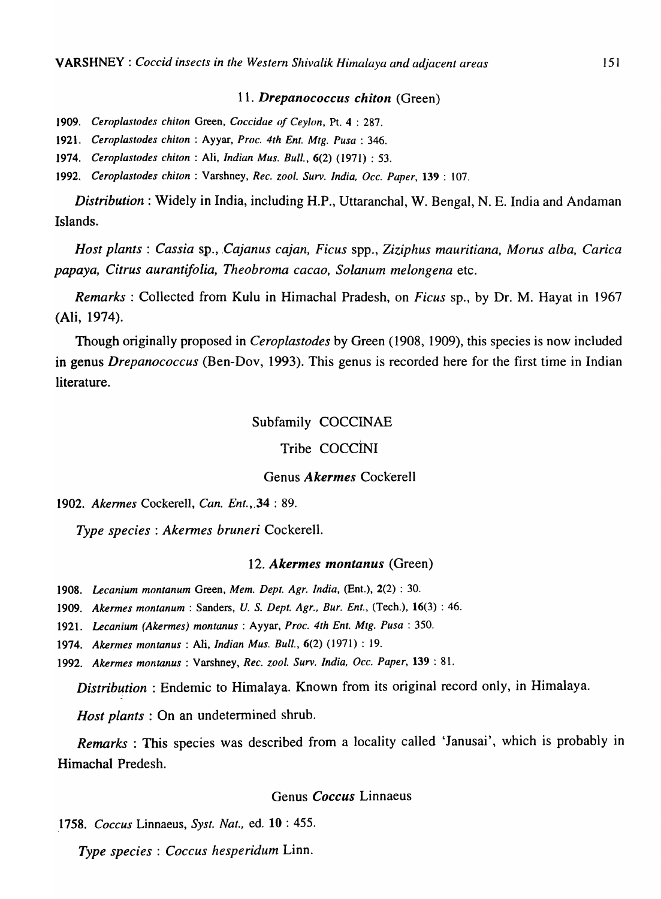### 11. *Drepanococcus chiton* (Green)

1909. *Ceroplastodes chiton* Green, *Coccidae of Ceylon*, Pt. **4** : 287.

1921. *Ceroplastodes chiton* : Ayyar, *Proc. 4th Ent. Mtg. Pusa* : 346.

1974. *Ceroplastodes chiton* : Ali, *Indian Mus. Bull.*, **6**(2) (1971) : 53.

1992. *Ceroplastodes chiton* : Varshney, *Rec. zool. Surv. India, Occ. Paper*, **139** : 107.

*Distribution* : Widely in India, including H.P., Uttaranchal, W. Bengal, N. E. India and Andaman Islands.

*Host plants* : *Cassia* sp., *Cajanus cajan*, *Ficus* spp., *Ziziphus mauritiana*, *Morus alba*, *Carica papaya*, *Citrus aurantifolia*, *Theobroma cacao*, *Solanum melongena* etc.

*Remarks* : Collected from Kulu in Himachal Pradesh, on *Ficus* sp., by Dr. M. Hayat in 1967 (Ali, 1974).

Though originally proposed in *Ceroplastodes* by Green (1908, 1909), this species is now included in genus *Drepanococcus* (Ben-Dov, 1993). This genus is recorded here for the first time in Indian literature.

## Subfamily COCCINAE

## Tribe COCCINI

### Genus *Akermes* Cockerell

1902. *Akermes* Cockerell, *Can. Ent.*, **34** : 89.

*Type species* : *Akermes bruneri* Cockerell.

### 12. *Akermes montanus* (Green)

1908. *Lecanium montanum* Green, *Mem. Dept. Agr. India*, (Ent.), **2**(2) : 30.

1909. *Akermes montanum* : Sanders, *U. S. Dept. Agr., Bur. Ent.*, (Tech.), **16**(3) : 46.

1921. *Lecanium (Akermes) montanus* : Ayyar, *Proc. 4th Ent. Mtg. Pusa* : 350.

1974. *Akermes montanus* : Ali, *Indian Mus. Bull.*, **6**(2) (1971) : 19.

1992. *Akermes montanus* : Varshney, *Rec. zool. Surv. India, Occ. Paper*, **139** : 81.

*Distribution* : Endemic to Himalaya. Known from its original record only, in Himalaya.

*Host plants* : On an undetermined shrub.

*Remarks* : This species was described from a locality called 'Janusai', which is probably in Himachal Predesh.

### Genus *Coccus* Linnaeus

1758. *Coccus* Linnaeus, *Syst. Nat.*, ed. **10** : 455.

*Type species* : *Coccus hesperidum* Linn.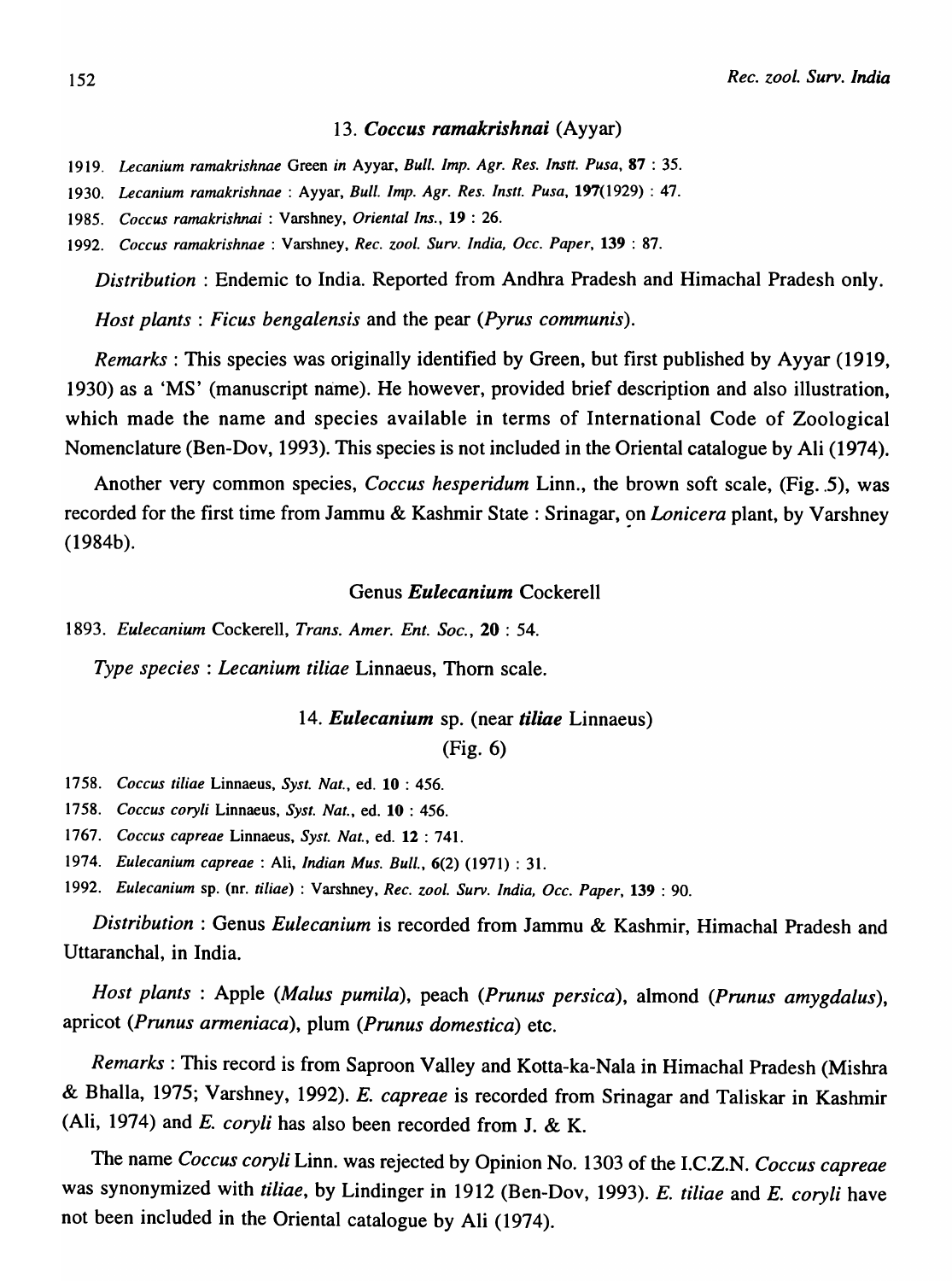### 13. *Coccus ramakrishnai* (Ayyar)

1919. *Lecanium ramakrishnae* Green *in* Ayyar, *Bull. Imp. Agr. Res. Instt. Pusa*, **87** : 35.

1930. *Lecanium ramakrishnae* : Ayyar, *Bull. Imp. Agr. Res. Instt. Pusa*, **197**(1929) : 47.

1985. *Coccus ramakrishnai* : Varshney, *Oriental Ins.*, **19** : 26.

1992. *Coccus ramakrishnae* : Varshney, *Rec. zool. Surv. India, Occ. Paper*, **139** : 87.

*Distribution* : Endemic to India. Reported from Andhra Pradesh and Himachal Pradesh only.

*Host plants* : *Ficus bengalensis* and the pear (*Pyrus communis*).

*Remarks* : This species was originally identified by Green, but first published by Ayyar (1919, 1930) as a 'MS' (manuscript name). He however, provided brief description and also illustration, which made the name and species available in terms of International Code of Zoological Nomenclature (Ben-Dov, 1993). This species is not included in the Oriental catalogue by Ali (1974).

Another very common species, *Coccus hesperidum* Linn., the brown soft scale, (Fig. 5), was recorded for the first time from Jammu & Kashmir State : Srinagar, on *Lonicera* plant, by Varshney (1984b).

## Genus *Eulecanium* Cockerell

1893. *Eulecanium* Cockerell, *Trans. Amer. Ent. Soc.*, **20** : 54.

*Type species* : *Lecanium tiliae* Linnaeus, Thorn scale.

### 14. *Eulecanium* sp. (near *tiliae* Linnaeus)
(Fig. 6)

1758. *Coccus tiliae* Linnaeus, *Syst. Nat.*, ed. **10** : 456.

1758. *Coccus coryli* Linnaeus, *Syst. Nat.*, ed. **10** : 456.

1767. *Coccus capreae* Linnaeus, *Syst. Nat.*, ed. **12** : 741.

1974. *Eulecanium capreae* : Ali, *Indian Mus. Bull.*, **6**(2) (1971) : 31.

1992. *Eulecanium* sp. (nr. *tiliae*) : Varshney, *Rec. zool. Surv. India, Occ. Paper*, **139** : 90.

*Distribution* : Genus *Eulecanium* is recorded from Jammu & Kashmir, Himachal Pradesh and Uttaranchal, in India.

*Host plants* : Apple (*Malus pumila*), peach (*Prunus persica*), almond (*Prunus amygdalus*), apricot (*Prunus armeniaca*), plum (*Prunus domestica*) etc.

*Remarks* : This record is from Saproon Valley and Kotta-ka-Nala in Himachal Pradesh (Mishra & Bhalla, 1975; Varshney, 1992). *E. capreae* is recorded from Srinagar and Taliskar in Kashmir (Ali, 1974) and *E. coryli* has also been recorded from J. & K.

The name *Coccus coryli* Linn. was rejected by Opinion No. 1303 of the I.C.Z.N. *Coccus capreae* was synonymized with *tiliae*, by Lindinger in 1912 (Ben-Dov, 1993). *E. tiliae* and *E. coryli* have not been included in the Oriental catalogue by Ali (1974).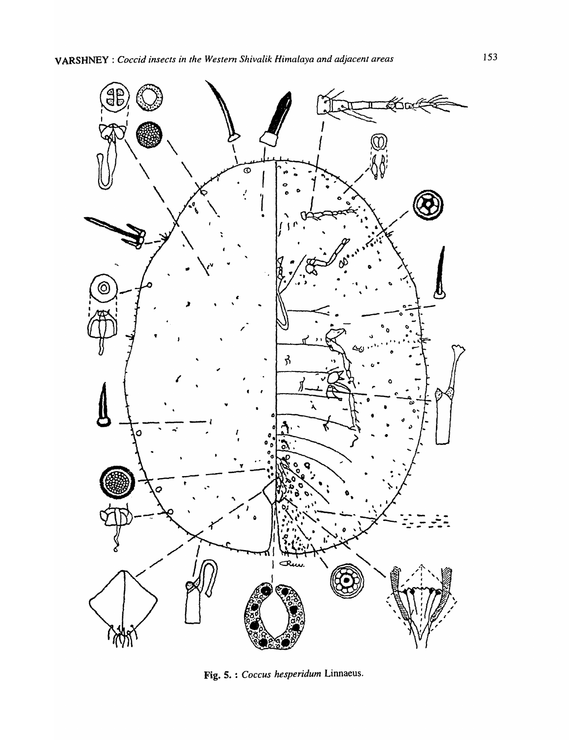Fig. 5. : *Coccus hesperidum* Linnaeus.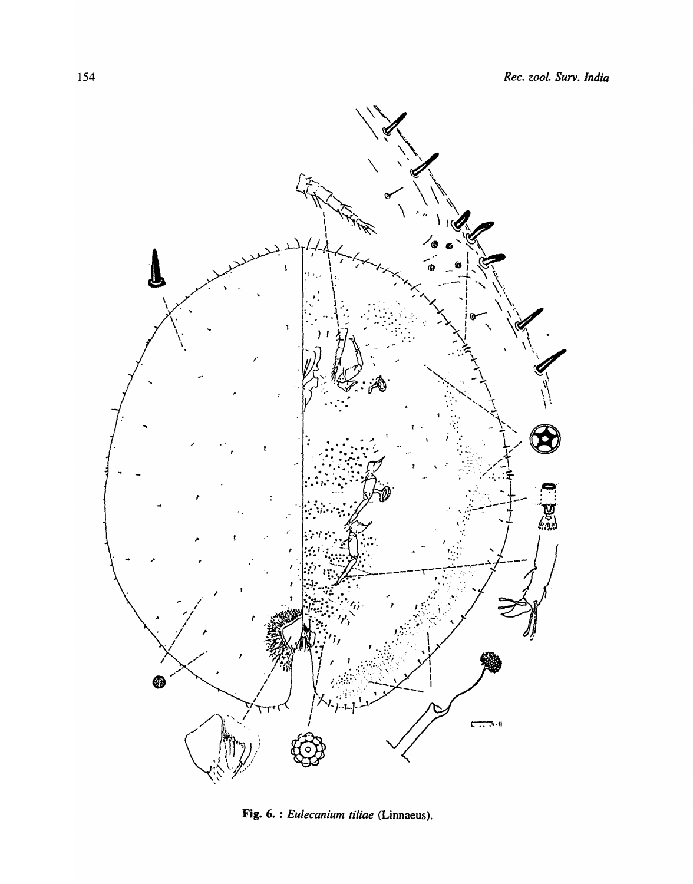Fig. 6. : *Eulecanium tiliae* (Linnaeus).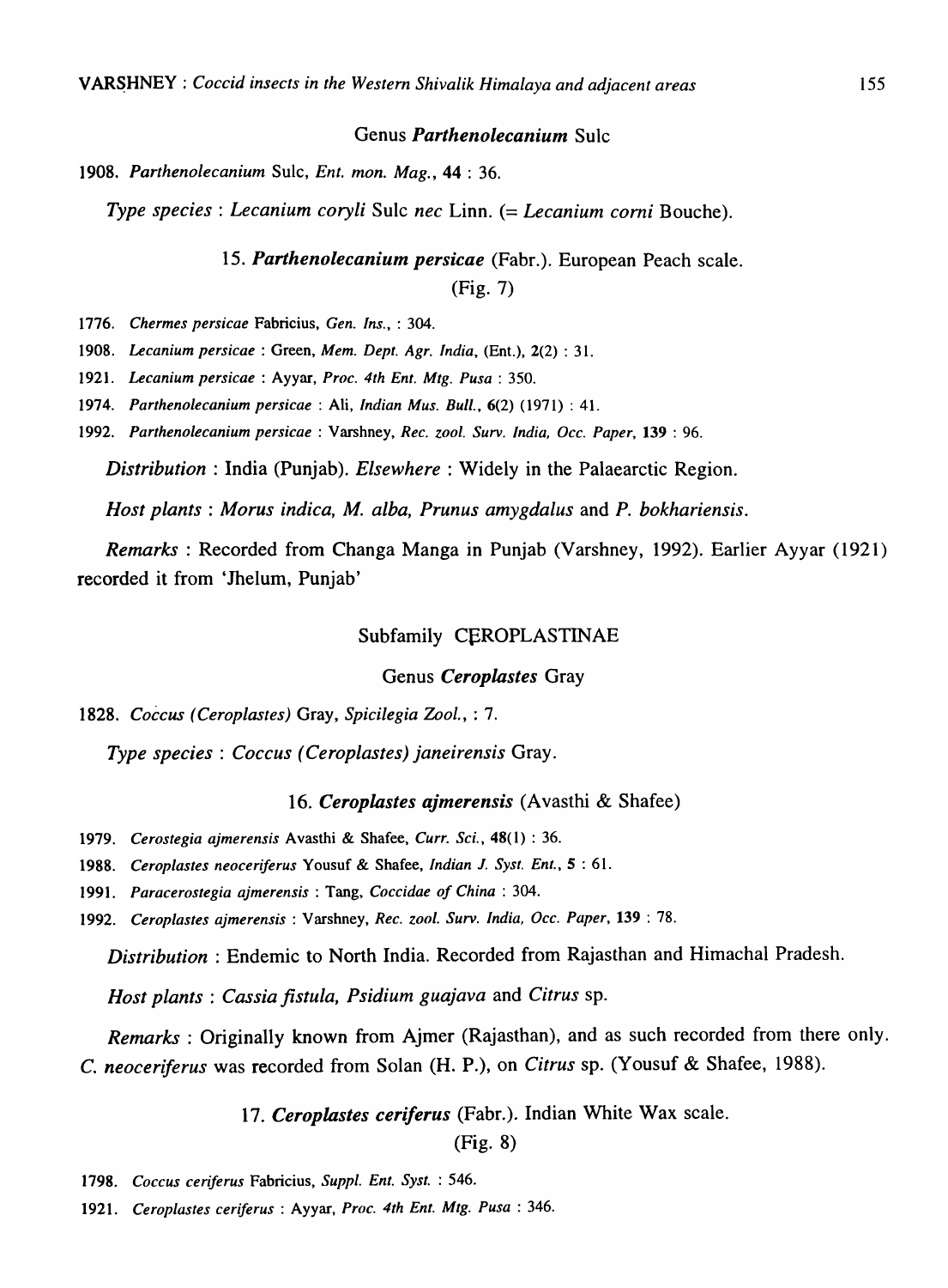### Genus *Parthenolecanium* Sulc

1908. *Parthenolecanium* Sulc, *Ent. mon. Mag.*, **44** : 36.

*Type species* : *Lecanium coryli* Sulc *nec* Linn. (= *Lecanium corni* Bouche).

#### 15. *Parthenolecanium persicae* (Fabr.). European Peach scale.

(Fig. 7)

1776. *Chermes persicae* Fabricius, *Gen. Ins.*, : 304.

1908. *Lecanium persicae* : Green, *Mem. Dept. Agr. India*, (Ent.), **2**(2) : 31.

1921. *Lecanium persicae* : Ayyar, *Proc. 4th Ent. Mtg. Pusa* : 350.

1974. *Parthenolecanium persicae* : Ali, *Indian Mus. Bull.*, **6**(2) (1971) : 41.

1992. *Parthenolecanium persicae* : Varshney, *Rec. zool. Surv. India, Occ. Paper*, **139** : 96.

*Distribution* : India (Punjab). *Elsewhere* : Widely in the Palaearctic Region.

*Host plants* : *Morus indica, M. alba, Prunus amygdalus* and *P. bokhariensis*.

*Remarks* : Recorded from Changa Manga in Punjab (Varshney, 1992). Earlier Ayyar (1921) recorded it from 'Jhelum, Punjab'

### Subfamily CEROPLASTINAE

### Genus *Ceroplastes* Gray

1828. *Coccus (Ceroplastes)* Gray, *Spicilegia Zool.*, : 7.

*Type species* : *Coccus (Ceroplastes) janeirensis* Gray.

#### 16. *Ceroplastes ajmerensis* (Avasthi & Shafee)

1979. *Cerostegia ajmerensis* Avasthi & Shafee, *Curr. Sci.*, **48**(1) : 36.

1988. *Ceroplastes neoceriferus* Yousuf & Shafee, *Indian J. Syst. Ent.*, **5** : 61.

1991. *Paracerostegia ajmerensis* : Tang, *Coccidae of China* : 304.

1992. *Ceroplastes ajmerensis* : Varshney, *Rec. zool. Surv. India, Occ. Paper*, **139** : 78.

*Distribution* : Endemic to North India. Recorded from Rajasthan and Himachal Pradesh.

*Host plants* : *Cassia fistula, Psidium guajava* and *Citrus* sp.

*Remarks* : Originally known from Ajmer (Rajasthan), and as such recorded from there only. *C. neoceriferus* was recorded from Solan (H. P.), on *Citrus* sp. (Yousuf & Shafee, 1988).

#### 17. *Ceroplastes ceriferus* (Fabr.). Indian White Wax scale.

(Fig. 8)

1798. *Coccus ceriferus* Fabricius, *Suppl. Ent. Syst.* : 546.

1921. *Ceroplastes ceriferus* : Ayyar, *Proc. 4th Ent. Mtg. Pusa* : 346.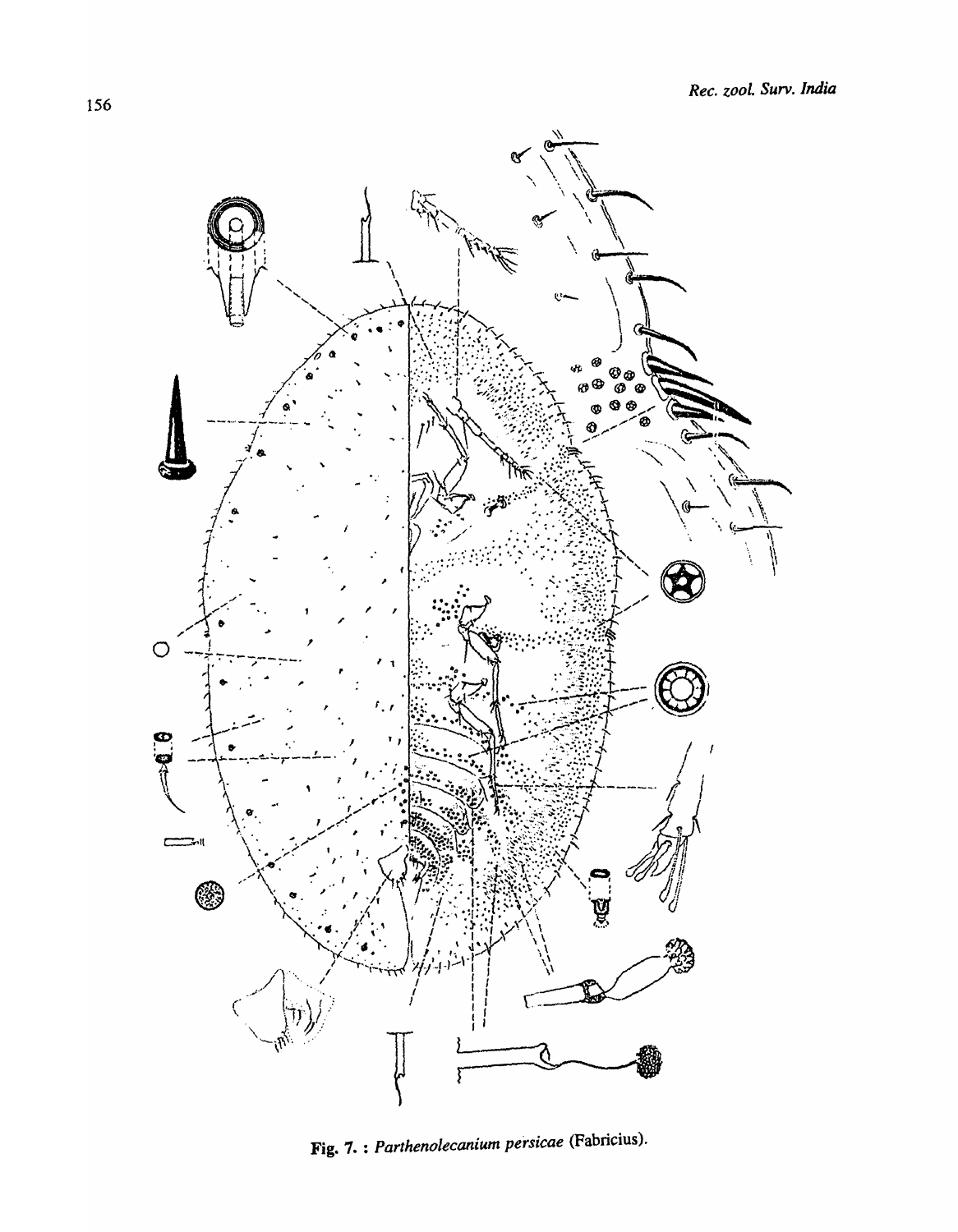Fig. 7. : *Parthenolecanium persicae* (Fabricius).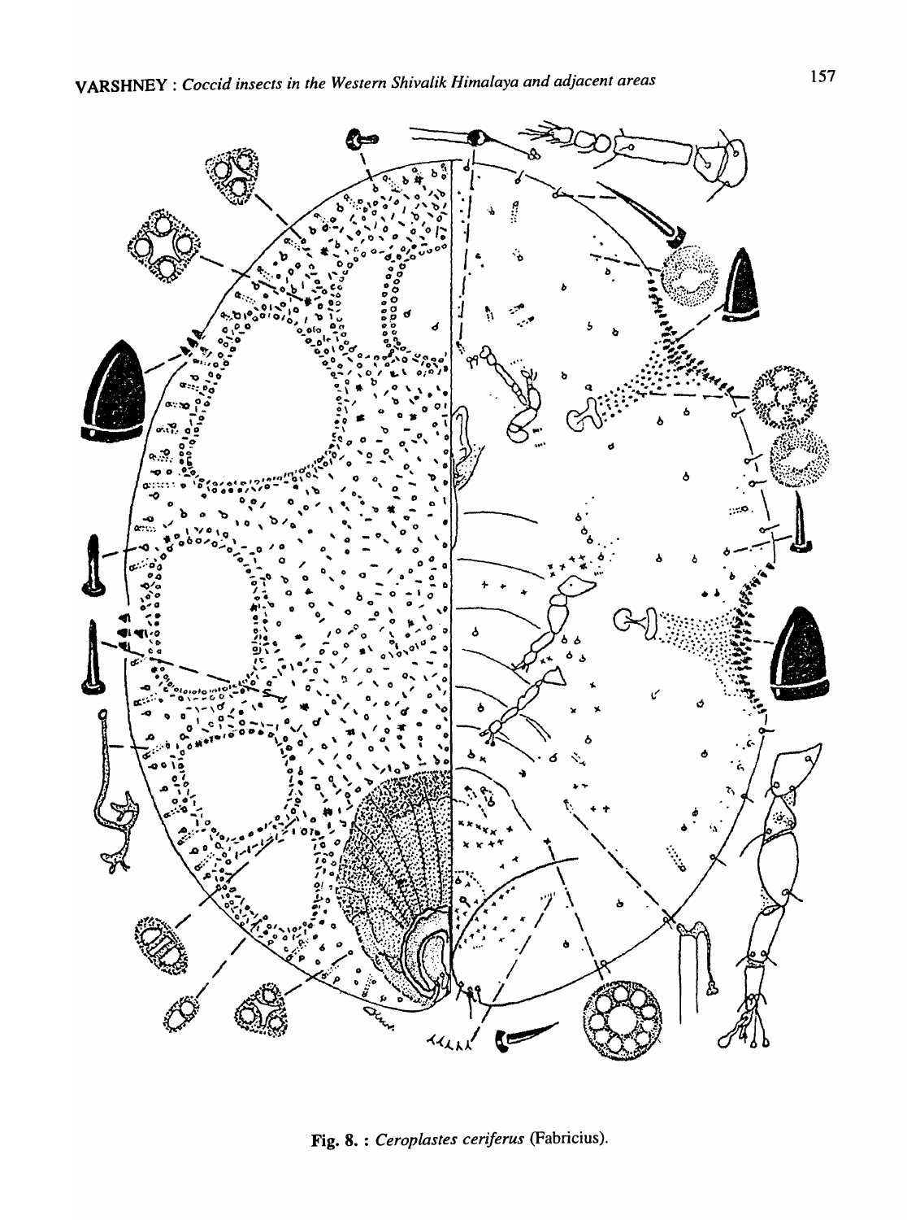Fig. 8. : *Ceroplastes ceriferus* (Fabricius).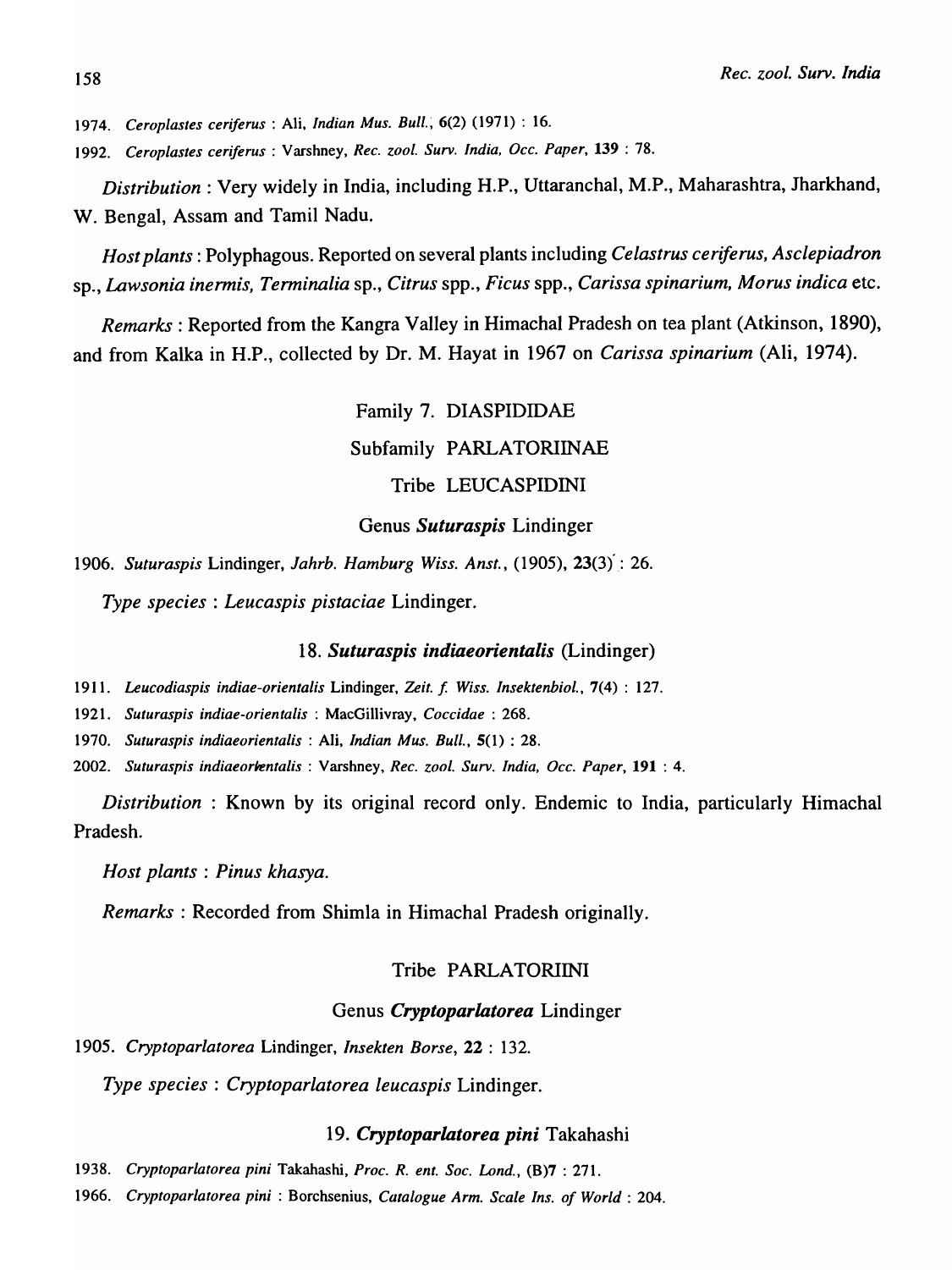1974. *Ceroplastes ceriferus* : Ali, *Indian Mus. Bull.*, 6(2) (1971) : 16.

1992. *Ceroplastes ceriferus* : Varshney, *Rec. zool. Surv. India, Occ. Paper*, **139** : 78.

*Distribution* : Very widely in India, including H.P., Uttaranchal, M.P., Maharashtra, Jharkhand, W. Bengal, Assam and Tamil Nadu.

*Host plants* : Polyphagous. Reported on several plants including *Celastrus ceriferus, Asclepiadron* sp., *Lawsonia inermis, Terminalia* sp., *Citrus* spp., *Ficus* spp., *Carissa spinarium, Morus indica* etc.

*Remarks* : Reported from the Kangra Valley in Himachal Pradesh on tea plant (Atkinson, 1890), and from Kalka in H.P., collected by Dr. M. Hayat in 1967 on *Carissa spinarium* (Ali, 1974).

## Family 7. DIASPIDIDAE

### Subfamily PARLATORIINAE

#### Tribe LEUCASPIDINI

#### Genus *Suturaspis* Lindinger

1906. *Suturaspis* Lindinger, *Jahrb. Hamburg Wiss. Anst.*, (1905), **23**(3) : 26.

*Type species* : *Leucaspis pistaciae* Lindinger.

#### 18. ***Suturaspis indiaeorientalis*** (Lindinger)

1911. *Leucodiaspis indiae-orientalis* Lindinger, *Zeit. f. Wiss. Insektenbiol.*, **7**(4) : 127.

1921. *Suturaspis indiae-orientalis* : MacGillivray, *Coccidae* : 268.

1970. *Suturaspis indiaeorientalis* : Ali, *Indian Mus. Bull.*, **5**(1) : 28.

2002. *Suturaspis indiaeorientalis* : Varshney, *Rec. zool. Surv. India, Occ. Paper*, **191** : 4.

*Distribution* : Known by its original record only. Endemic to India, particularly Himachal Pradesh.

*Host plants* : *Pinus khasya.*

*Remarks* : Recorded from Shimla in Himachal Pradesh originally.

#### Tribe PARLATORIINI

#### Genus *Cryptoparlatorea* Lindinger

1905. *Cryptoparlatorea* Lindinger, *Insekten Borse*, **22** : 132.

*Type species* : *Cryptoparlatorea leucaspis* Lindinger.

#### 19. ***Cryptoparlatorea pini*** Takahashi

1938. *Cryptoparlatorea pini* Takahashi, *Proc. R. ent. Soc. Lond.*, (B)**7** : 271.

1966. *Cryptoparlatorea pini* : Borchsenius, *Catalogue Arm. Scale Ins. of World* : 204.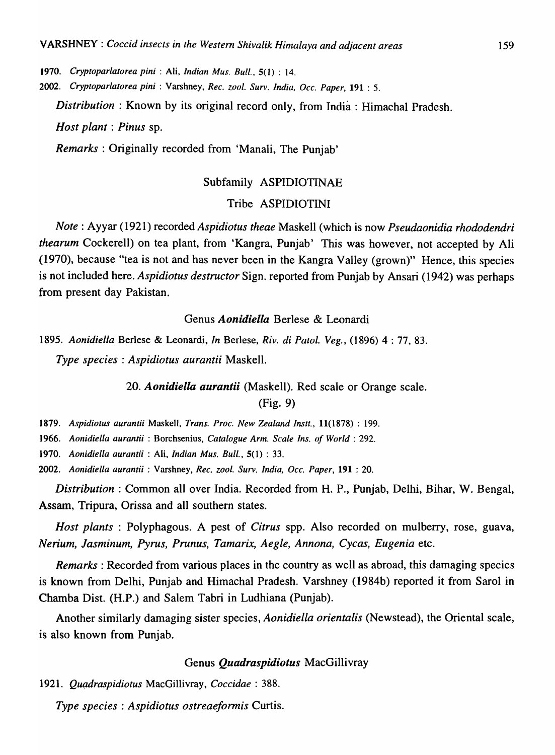1970. *Cryptoparlatorea pini* : Ali, *Indian Mus. Bull.*, **5**(1) : 14.

2002. *Cryptoparlatorea pini* : Varshney, *Rec. zool. Surv. India, Occ. Paper*, **191** : 5.

*Distribution* : Known by its original record only, from India : Himachal Pradesh.

*Host plant* : *Pinus* sp.

*Remarks* : Originally recorded from 'Manali, The Punjab'

## Subfamily ASPIDIOTINAE

### Tribe ASPIDIOTINI

*Note* : Ayyar (1921) recorded *Aspidiotus theae* Maskell (which is now *Pseudaonidia rhododendri thearum* Cockerell) on tea plant, from 'Kangra, Punjab' This was however, not accepted by Ali (1970), because "tea is not and has never been in the Kangra Valley (grown)" Hence, this species is not included here. *Aspidiotus destructor* Sign. reported from Punjab by Ansari (1942) was perhaps from present day Pakistan.

### Genus *Aonidiella* Berlese & Leonardi

1895. *Aonidiella* Berlese & Leonardi, *In* Berlese, *Riv. di Patol. Veg.*, (1896) **4** : 77, 83.

*Type species* : *Aspidiotus aurantii* Maskell.

#### 20. ***Aonidiella aurantii*** (Maskell). Red scale or Orange scale. (Fig. 9)

1879. *Aspidiotus aurantii* Maskell, *Trans. Proc. New Zealand Instt.*, **11**(1878) : 199.

1966. *Aonidiella aurantii* : Borchsenius, *Catalogue Arm. Scale Ins. of World* : 292.

1970. *Aonidiella aurantii* : Ali, *Indian Mus. Bull.*, **5**(1) : 33.

2002. *Aonidiella aurantii* : Varshney, *Rec. zool. Surv. India, Occ. Paper*, **191** : 20.

*Distribution* : Common all over India. Recorded from H. P., Punjab, Delhi, Bihar, W. Bengal, Assam, Tripura, Orissa and all southern states.

*Host plants* : Polyphagous. A pest of *Citrus* spp. Also recorded on mulberry, rose, guava, *Nerium, Jasminum, Pyrus, Prunus, Tamarix, Aegle, Annona, Cycas, Eugenia* etc.

*Remarks* : Recorded from various places in the country as well as abroad, this damaging species is known from Delhi, Punjab and Himachal Pradesh. Varshney (1984b) reported it from Sarol in Chamba Dist. (H.P.) and Salem Tabri in Ludhiana (Punjab).

Another similarly damaging sister species, *Aonidiella orientalis* (Newstead), the Oriental scale, is also known from Punjab.

### Genus *Quadraspidiotus* MacGillivray

1921. *Quadraspidiotus* MacGillivray, *Coccidae* : 388.

*Type species* : *Aspidiotus ostreaeformis* Curtis.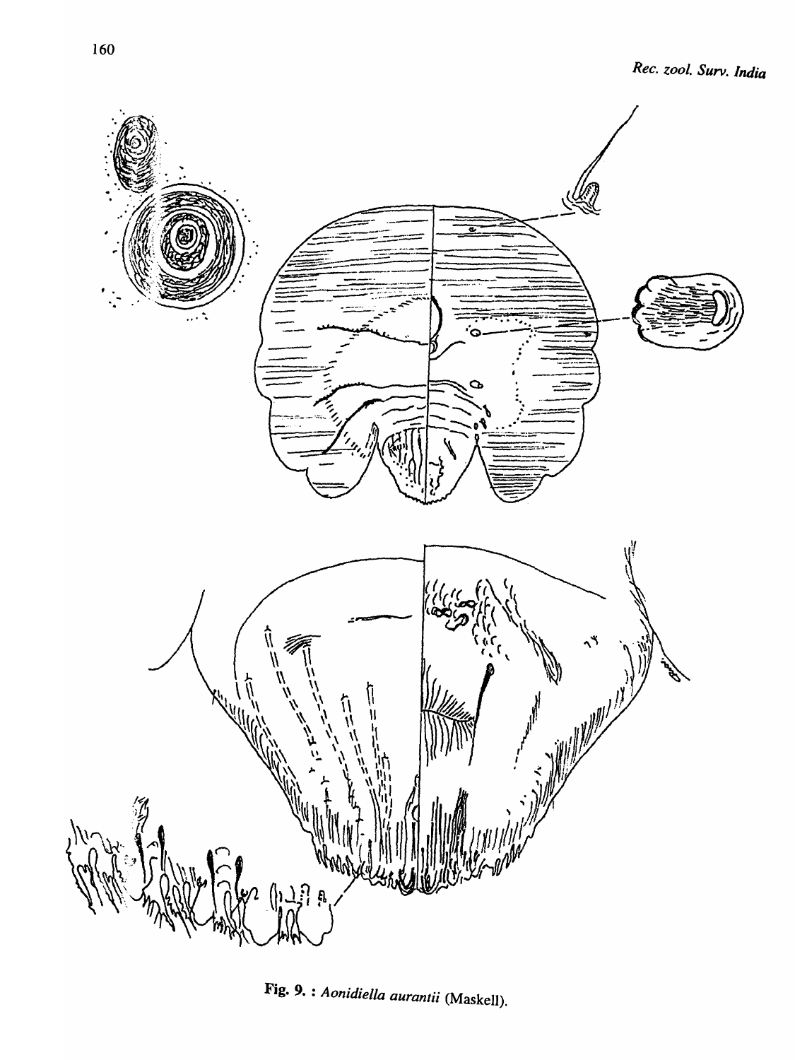**Fig. 9. :** *Aonidiella aurantii* (Maskell).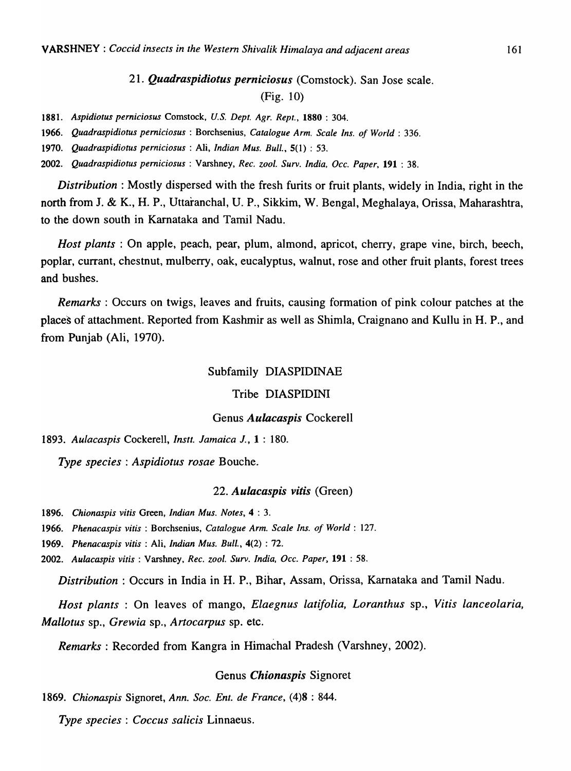### 21. *Quadraspidiotus perniciosus* (Comstock). San Jose scale.

(Fig. 10)

1881. *Aspidiotus perniciosus* Comstock, *U.S. Dept. Agr. Rept.*, **1880** : 304.

1966. *Quadraspidiotus perniciosus* : Borchsenius, *Catalogue Arm. Scale Ins. of World* : 336.

1970. *Quadraspidiotus perniciosus* : Ali, *Indian Mus. Bull.*, **5**(1) : 53.

2002. *Quadraspidiotus perniciosus* : Varshney, *Rec. zool. Surv. India, Occ. Paper*, **191** : 38.

*Distribution* : Mostly dispersed with the fresh furits or fruit plants, widely in India, right in the north from J. & K., H. P., Uttaranchal, U. P., Sikkim, W. Bengal, Meghalaya, Orissa, Maharashtra, to the down south in Karnataka and Tamil Nadu.

*Host plants* : On apple, peach, pear, plum, almond, apricot, cherry, grape vine, birch, beech, poplar, currant, chestnut, mulberry, oak, eucalyptus, walnut, rose and other fruit plants, forest trees and bushes.

*Remarks* : Occurs on twigs, leaves and fruits, causing formation of pink colour patches at the places of attachment. Reported from Kashmir as well as Shimla, Craignano and Kullu in H. P., and from Punjab (Ali, 1970).

## Subfamily DIASPIDINAE

## Tribe DIASPIDINI

### Genus *Aulacaspis* Cockerell

1893. *Aulacaspis* Cockerell, *Instt. Jamaica J.*, **1** : 180.

*Type species* : *Aspidiotus rosae* Bouche.

### 22. *Aulacaspis vitis* (Green)

1896. *Chionaspis vitis* Green, *Indian Mus. Notes*, **4** : 3.

1966. *Phenacaspis vitis* : Borchsenius, *Catalogue Arm. Scale Ins. of World* : 127.

1969. *Phenacaspis vitis* : Ali, *Indian Mus. Bull.*, **4**(2) : 72.

2002. *Aulacaspis vitis* : Varshney, *Rec. zool. Surv. India, Occ. Paper*, **191** : 58.

*Distribution* : Occurs in India in H. P., Bihar, Assam, Orissa, Karnataka and Tamil Nadu.

*Host plants* : On leaves of mango, *Elaegnus latifolia*, *Loranthus* sp., *Vitis lanceolaria*, *Mallotus* sp., *Grewia* sp., *Artocarpus* sp. etc.

*Remarks* : Recorded from Kangra in Himachal Pradesh (Varshney, 2002).

### Genus *Chionaspis* Signoret

1869. *Chionaspis* Signoret, *Ann. Soc. Ent. de France*, (4)**8** : 844.

*Type species* : *Coccus salicis* Linnaeus.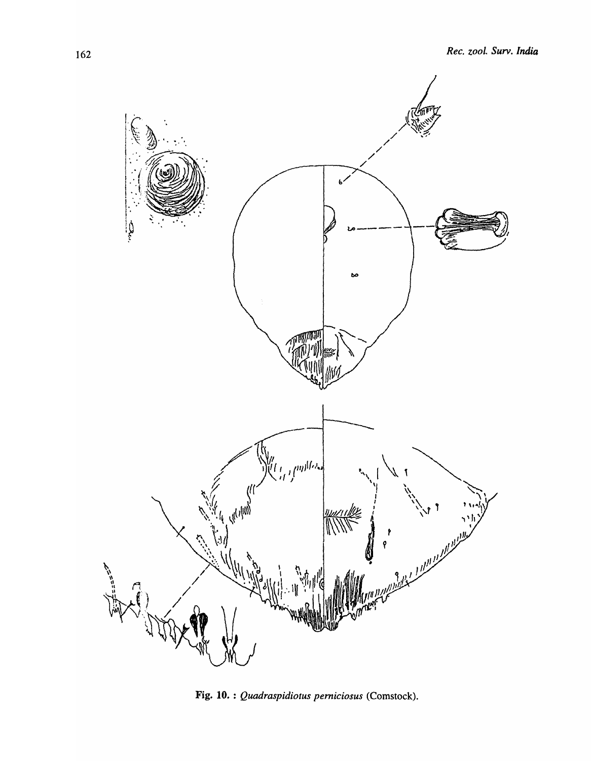Fig. 10. : *Quadraspidiotus perniciosus* (Comstock).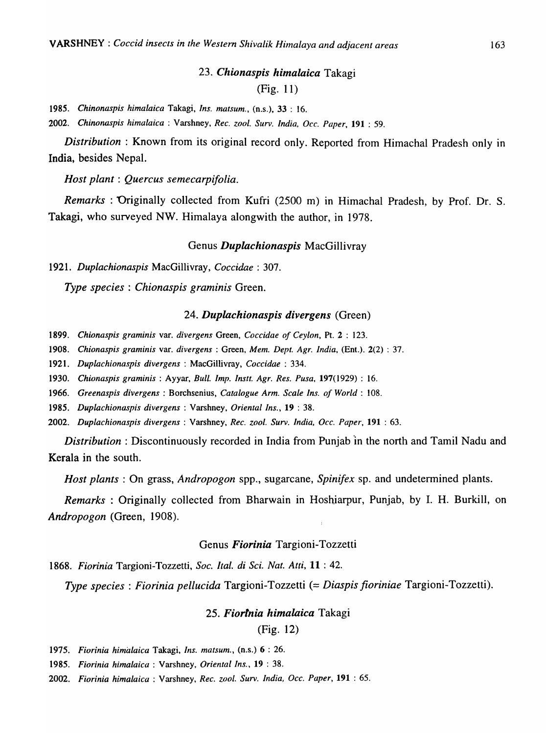### 23. *Chionaspis himalaica* Takagi

(Fig. 11)

1985. *Chinonaspis himalaica* Takagi, *Ins. matsum.*, (n.s.), **33** : 16.

2002. *Chinonaspis himalaica* : Varshney, *Rec. zool. Surv. India, Occ. Paper*, **191** : 59.

*Distribution* : Known from its original record only. Reported from Himachal Pradesh only in India, besides Nepal.

*Host plant* : *Quercus semecarpifolia.*

*Remarks* : Originally collected from Kufri (2500 m) in Himachal Pradesh, by Prof. Dr. S. Takagi, who surveyed NW. Himalaya alongwith the author, in 1978.

## Genus *Duplachionaspis* MacGillivray

1921. *Duplachionaspis* MacGillivray, *Coccidae* : 307.

*Type species* : *Chionaspis graminis* Green.

### 24. *Duplachionaspis divergens* (Green)

1899. *Chionaspis graminis* var. *divergens* Green, *Coccidae of Ceylon*, Pt. **2** : 123.

1908. *Chionaspis graminis* var. *divergens* : Green, *Mem. Dept. Agr. India*, (Ent.). **2(2)** : 37.

1921. *Duplachionaspis divergens* : MacGillivray, *Coccidae* : 334.

1930. *Chionaspis graminis* : Ayyar, *Bull. Imp. Instt. Agr. Res. Pusa*, **197**(1929) : 16.

1966. *Greenaspis divergens* : Borchsenius, *Catalogue Arm. Scale Ins. of World* : 108.

1985. *Duplachionaspis divergens* : Varshney, *Oriental Ins.*, **19** : 38.

2002. *Duplachionaspis divergens* : Varshney, *Rec. zool. Surv. India, Occ. Paper*, **191** : 63.

*Distribution* : Discontinuously recorded in India from Punjab in the north and Tamil Nadu and Kerala in the south.

*Host plants* : On grass, *Andropogon* spp., sugarcane, *Spinifex* sp. and undetermined plants.

*Remarks* : Originally collected from Bharwain in Hoshiarpur, Punjab, by I. H. Burkill, on *Andropogon* (Green, 1908).

## Genus *Fiorinia* Targioni-Tozzetti

1868. *Fiorinia* Targioni-Tozzetti, *Soc. Ital. di Sci. Nat. Atti*, **11** : 42.

*Type species* : *Fiorinia pellucida* Targioni-Tozzetti (= *Diaspis fioriniae* Targioni-Tozzetti).

### 25. *Fiorinia himalaica* Takagi

(Fig. 12)

1975. *Fiorinia himalaica* Takagi, *Ins. matsum.*, (n.s.) **6** : 26.

1985. *Fiorinia himalaica* : Varshney, *Oriental Ins.*, **19** : 38.

2002. *Fiorinia himalaica* : Varshney, *Rec. zool. Surv. India, Occ. Paper*, **191** : 65.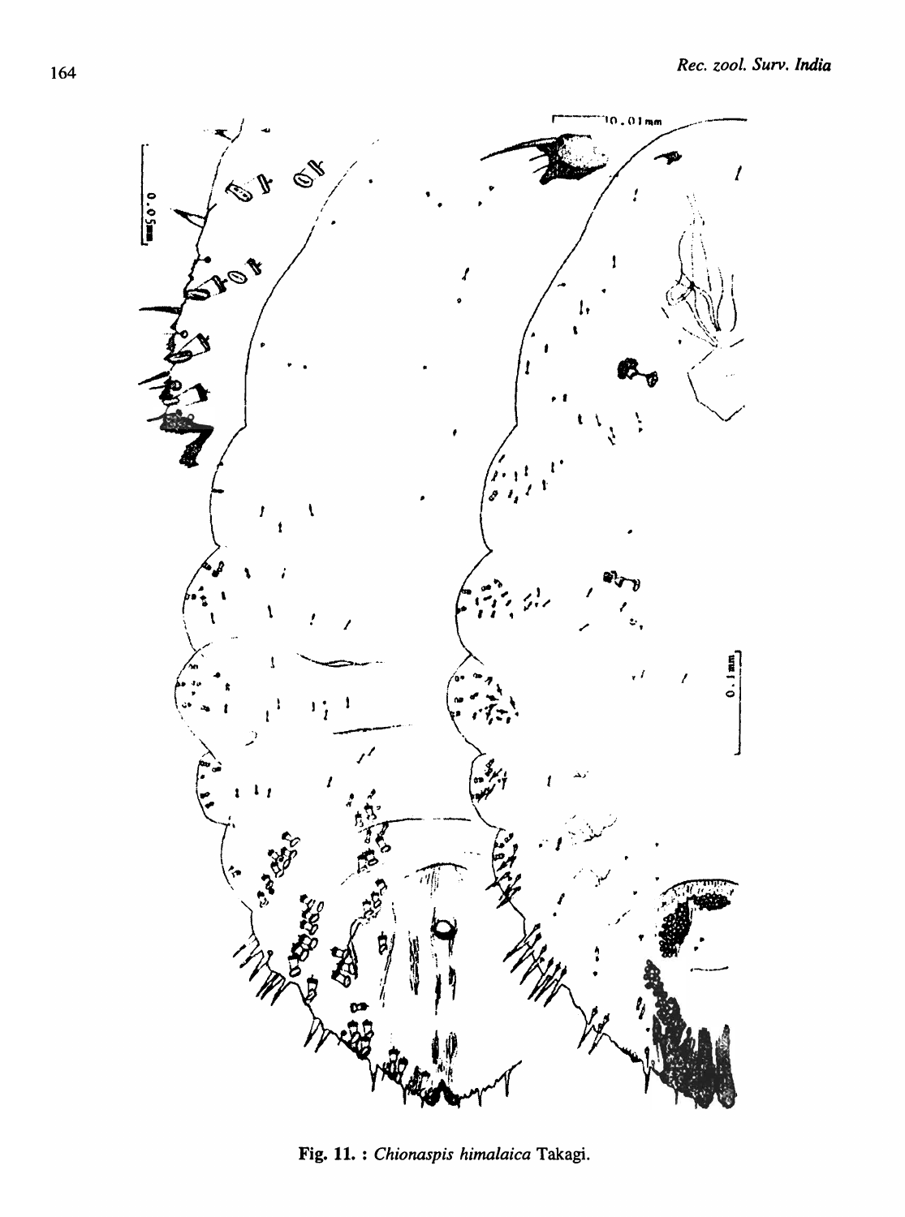Fig. 11. : *Chionaspis himalaica* Takagi.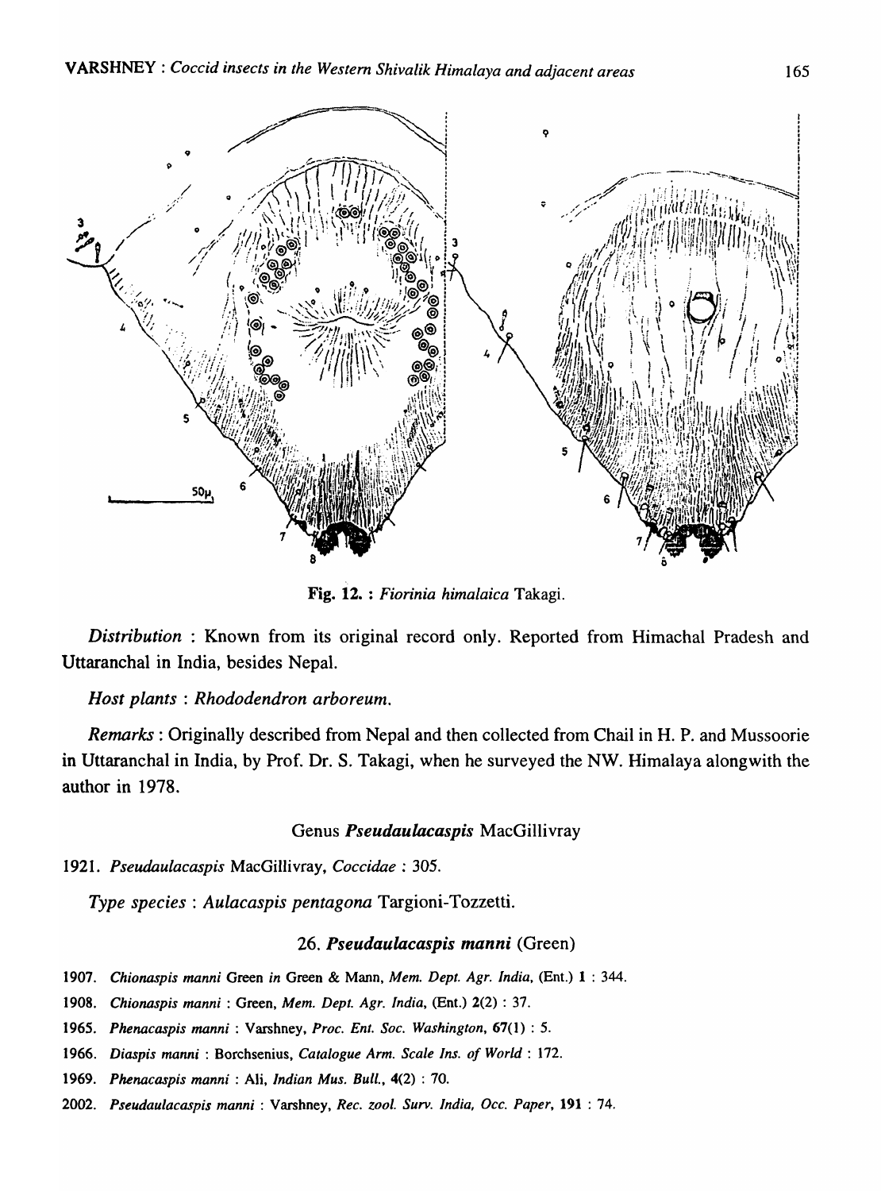Fig. 12. : *Fiorinia himalaica* Takagi.

*Distribution* : Known from its original record only. Reported from Himachal Pradesh and Uttaranchal in India, besides Nepal.

*Host plants* : *Rhododendron arboreum.*

*Remarks* : Originally described from Nepal and then collected from Chail in H. P. and Mussoorie in Uttaranchal in India, by Prof. Dr. S. Takagi, when he surveyed the NW. Himalaya alongwith the author in 1978.

### Genus *Pseudaulacaspis* MacGillivray

1921. *Pseudaulacaspis* MacGillivray, *Coccidae* : 305.

*Type species* : *Aulacaspis pentagona* Targioni-Tozzetti.

### 26. *Pseudaulacaspis manni* (Green)

1907. *Chionaspis manni* Green *in* Green & Mann, *Mem. Dept. Agr. India*, (Ent.) **1** : 344.

1908. *Chionaspis manni* : Green, *Mem. Dept. Agr. India*, (Ent.) **2**(2) : 37.

1965. *Phenacaspis manni* : Varshney, *Proc. Ent. Soc. Washington*, **67**(1) : 5.

1966. *Diaspis manni* : Borchsenius, *Catalogue Arm. Scale Ins. of World* : 172.

1969. *Phenacaspis manni* : Ali, *Indian Mus. Bull.*, **4**(2) : 70.

2002. *Pseudaulacaspis manni* : Varshney, *Rec. zool. Surv. India, Occ. Paper*, **191** : 74.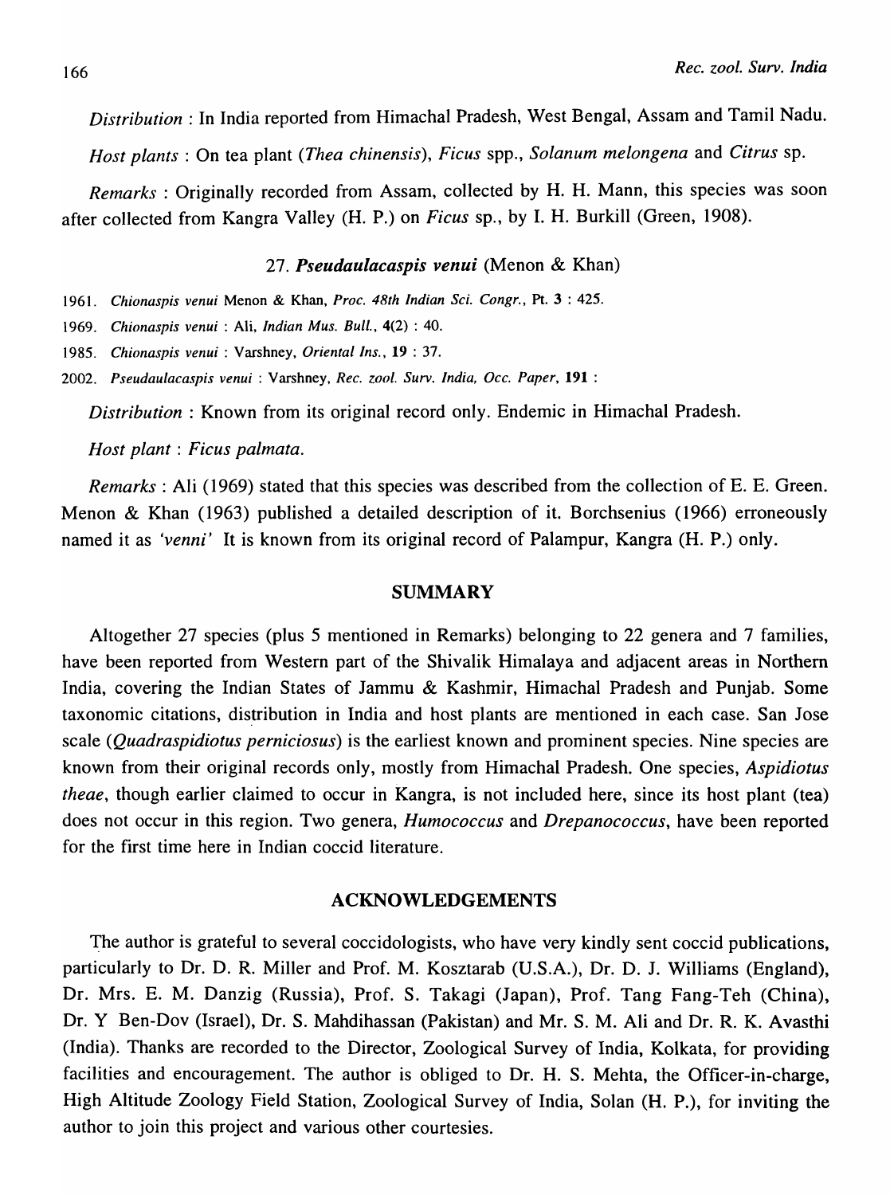*Distribution* : In India reported from Himachal Pradesh, West Bengal, Assam and Tamil Nadu.

*Host plants* : On tea plant (*Thea chinensis*), *Ficus* spp., *Solanum melongena* and *Citrus* sp.

*Remarks* : Originally recorded from Assam, collected by H. H. Mann, this species was soon after collected from Kangra Valley (H. P.) on *Ficus* sp., by I. H. Burkill (Green, 1908).

### 27. *Pseudaulacaspis venui* (Menon & Khan)

1961. *Chionaspis venui* Menon & Khan, *Proc. 48th Indian Sci. Congr.*, Pt. **3** : 425.

1969. *Chionaspis venui* : Ali, *Indian Mus. Bull.*, **4**(2) : 40.

1985. *Chionaspis venui* : Varshney, *Oriental Ins.*, **19** : 37.

2002. *Pseudaulacaspis venui* : Varshney, *Rec. zool. Surv. India, Occ. Paper*, **191** :

*Distribution* : Known from its original record only. Endemic in Himachal Pradesh.

*Host plant* : *Ficus palmata*.

*Remarks* : Ali (1969) stated that this species was described from the collection of E. E. Green. Menon & Khan (1963) published a detailed description of it. Borchsenius (1966) erroneously named it as *'venni'* It is known from its original record of Palampur, Kangra (H. P.) only.

## SUMMARY

Altogether 27 species (plus 5 mentioned in Remarks) belonging to 22 genera and 7 families, have been reported from Western part of the Shivalik Himalaya and adjacent areas in Northern India, covering the Indian States of Jammu & Kashmir, Himachal Pradesh and Punjab. Some taxonomic citations, distribution in India and host plants are mentioned in each case. San Jose scale (*Quadraspidiotus perniciosus*) is the earliest known and prominent species. Nine species are known from their original records only, mostly from Himachal Pradesh. One species, *Aspidiotus theae*, though earlier claimed to occur in Kangra, is not included here, since its host plant (tea) does not occur in this region. Two genera, *Humococcus* and *Drepanococcus*, have been reported for the first time here in Indian coccid literature.

## ACKNOWLEDGEMENTS

The author is grateful to several coccidologists, who have very kindly sent coccid publications, particularly to Dr. D. R. Miller and Prof. M. Kosztarab (U.S.A.), Dr. D. J. Williams (England), Dr. Mrs. E. M. Danzig (Russia), Prof. S. Takagi (Japan), Prof. Tang Fang-Teh (China), Dr. Y Ben-Dov (Israel), Dr. S. Mahdihassan (Pakistan) and Mr. S. M. Ali and Dr. R. K. Avasthi (India). Thanks are recorded to the Director, Zoological Survey of India, Kolkata, for providing facilities and encouragement. The author is obliged to Dr. H. S. Mehta, the Officer-in-charge, High Altitude Zoology Field Station, Zoological Survey of India, Solan (H. P.), for inviting the author to join this project and various other courtesies.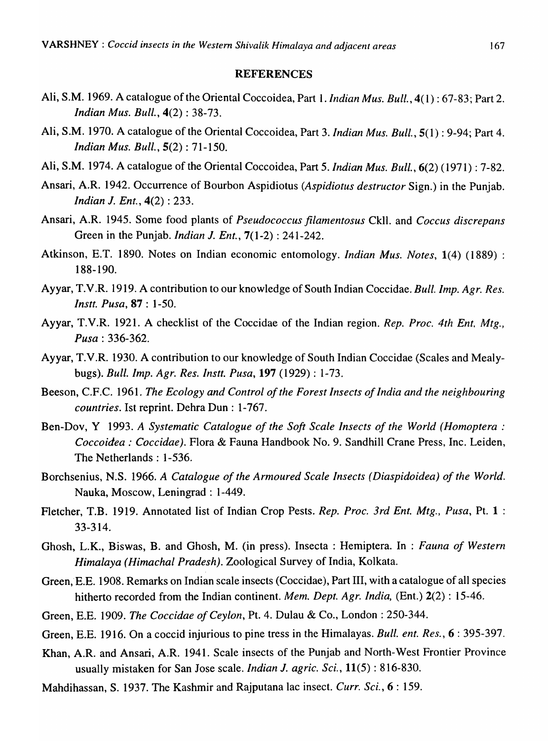## REFERENCES

Ali, S.M. 1969. A catalogue of the Oriental Coccoidea, Part 1. *Indian Mus. Bull.*, **4**(1) : 67-83; Part 2. *Indian Mus. Bull.*, **4**(2) : 38-73.

Ali, S.M. 1970. A catalogue of the Oriental Coccoidea, Part 3. *Indian Mus. Bull.*, **5**(1) : 9-94; Part 4. *Indian Mus. Bull.*, **5**(2) : 71-150.

Ali, S.M. 1974. A catalogue of the Oriental Coccoidea, Part 5. *Indian Mus. Bull.*, **6**(2) (1971) : 7-82.

Ansari, A.R. 1942. Occurrence of Bourbon Aspidiotus (*Aspidiotus destructor* Sign.) in the Punjab. *Indian J. Ent.*, **4**(2) : 233.

Ansari, A.R. 1945. Some food plants of *Pseudococcus filamentosus* Ckll. and *Coccus discrepans* Green in the Punjab. *Indian J. Ent.*, **7**(1-2) : 241-242.

Atkinson, E.T. 1890. Notes on Indian economic entomology. *Indian Mus. Notes*, **1**(4) (1889) : 188-190.

Ayyar, T.V.R. 1919. A contribution to our knowledge of South Indian Coccidae. *Bull. Imp. Agr. Res. Instt. Pusa*, **87** : 1-50.

Ayyar, T.V.R. 1921. A checklist of the Coccidae of the Indian region. *Rep. Proc. 4th Ent. Mtg., Pusa* : 336-362.

Ayyar, T.V.R. 1930. A contribution to our knowledge of South Indian Coccidae (Scales and Mealybugs). *Bull. Imp. Agr. Res. Instt. Pusa*, **197** (1929) : 1-73.

Beeson, C.F.C. 1961. *The Ecology and Control of the Forest Insects of India and the neighbouring countries*. Ist reprint. Dehra Dun : 1-767.

Ben-Dov, Y 1993. *A Systematic Catalogue of the Soft Scale Insects of the World (Homoptera : Coccoidea : Coccidae)*. Flora & Fauna Handbook No. 9. Sandhill Crane Press, Inc. Leiden, The Netherlands : 1-536.

Borchsenius, N.S. 1966. *A Catalogue of the Armoured Scale Insects (Diaspidoidea) of the World*. Nauka, Moscow, Leningrad : 1-449.

Fletcher, T.B. 1919. Annotated list of Indian Crop Pests. *Rep. Proc. 3rd Ent. Mtg., Pusa*, Pt. **1** : 33-314.

Ghosh, L.K., Biswas, B. and Ghosh, M. (in press). Insecta : Hemiptera. In : *Fauna of Western Himalaya (Himachal Pradesh)*. Zoological Survey of India, Kolkata.

Green, E.E. 1908. Remarks on Indian scale insects (Coccidae), Part III, with a catalogue of all species hitherto recorded from the Indian continent. *Mem. Dept. Agr. India,* (Ent.) **2**(2) : 15-46.

Green, E.E. 1909. *The Coccidae of Ceylon*, Pt. 4. Dulau & Co., London : 250-344.

Green, E.E. 1916. On a coccid injurious to pine tress in the Himalayas. *Bull. ent. Res.*, **6** : 395-397.

Khan, A.R. and Ansari, A.R. 1941. Scale insects of the Punjab and North-West Frontier Province usually mistaken for San Jose scale. *Indian J. agric. Sci.*, **11**(5) : 816-830.

Mahdihassan, S. 1937. The Kashmir and Rajputana lac insect. *Curr. Sci.*, **6** : 159.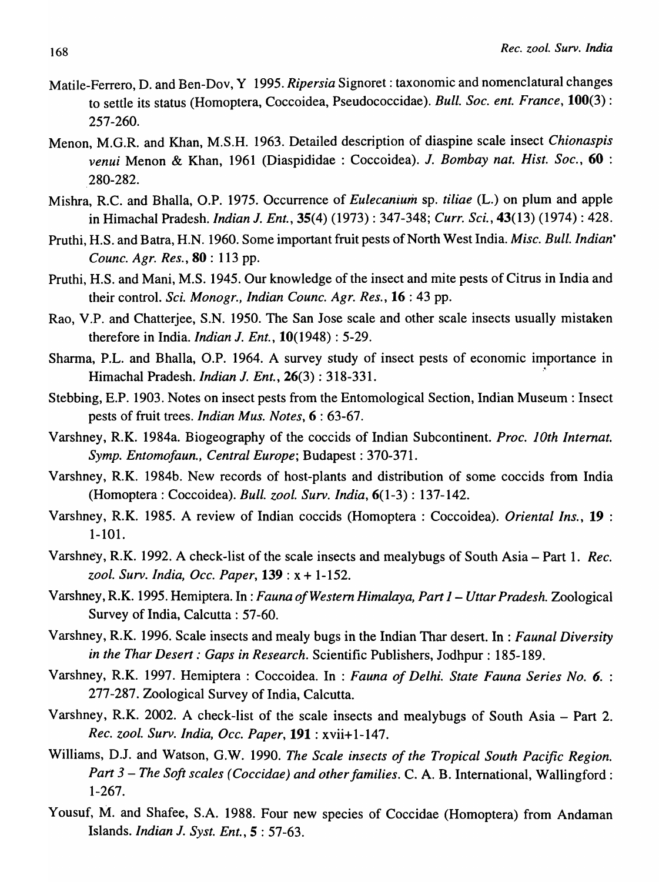Matile-Ferrero, D. and Ben-Dov, Y 1995. *Ripersia* Signoret : taxonomic and nomenclatural changes to settle its status (Homoptera, Coccoidea, Pseudococcidae). *Bull. Soc. ent. France*, **100**(3) : 257-260.

Menon, M.G.R. and Khan, M.S.H. 1963. Detailed description of diaspine scale insect *Chionaspis venui* Menon & Khan, 1961 (Diaspididae : Coccoidea). *J. Bombay nat. Hist. Soc.*, **60** : 280-282.

Mishra, R.C. and Bhalla, O.P. 1975. Occurrence of *Eulecanium* sp. *tiliae* (L.) on plum and apple in Himachal Pradesh. *Indian J. Ent.*, **35**(4) (1973) : 347-348; *Curr. Sci.*, **43**(13) (1974) : 428.

Pruthi, H.S. and Batra, H.N. 1960. Some important fruit pests of North West India. *Misc. Bull. Indian' Counc. Agr. Res.*, **80** : 113 pp.

Pruthi, H.S. and Mani, M.S. 1945. Our knowledge of the insect and mite pests of Citrus in India and their control. *Sci. Monogr., Indian Counc. Agr. Res.*, **16** : 43 pp.

Rao, V.P. and Chatterjee, S.N. 1950. The San Jose scale and other scale insects usually mistaken therefore in India. *Indian J. Ent.*, **10**(1948) : 5-29.

Sharma, P.L. and Bhalla, O.P. 1964. A survey study of insect pests of economic importance in Himachal Pradesh. *Indian J. Ent.*, **26**(3) : 318-331.

Stebbing, E.P. 1903. Notes on insect pests from the Entomological Section, Indian Museum : Insect pests of fruit trees. *Indian Mus. Notes*, **6** : 63-67.

Varshney, R.K. 1984a. Biogeography of the coccids of Indian Subcontinent. *Proc. 10th Internat. Symp. Entomofaun., Central Europe*; Budapest : 370-371.

Varshney, R.K. 1984b. New records of host-plants and distribution of some coccids from India (Homoptera : Coccoidea). *Bull. zool. Surv. India*, **6**(1-3) : 137-142.

Varshney, R.K. 1985. A review of Indian coccids (Homoptera : Coccoidea). *Oriental Ins.*, **19** : 1-101.

Varshney, R.K. 1992. A check-list of the scale insects and mealybugs of South Asia – Part 1. *Rec. zool. Surv. India, Occ. Paper*, **139** : x + 1-152.

Varshney, R.K. 1995. Hemiptera. In : *Fauna of Western Himalaya, Part 1 – Uttar Pradesh.* Zoological Survey of India, Calcutta : 57-60.

Varshney, R.K. 1996. Scale insects and mealy bugs in the Indian Thar desert. In : *Faunal Diversity in the Thar Desert : Gaps in Research.* Scientific Publishers, Jodhpur : 185-189.

Varshney, R.K. 1997. Hemiptera : Coccoidea. In : *Fauna of Delhi. State Fauna Series No. 6.* : 277-287. Zoological Survey of India, Calcutta.

Varshney, R.K. 2002. A check-list of the scale insects and mealybugs of South Asia – Part 2. *Rec. zool. Surv. India, Occ. Paper*, **191** : xvii+1-147.

Williams, D.J. and Watson, G.W. 1990. *The Scale insects of the Tropical South Pacific Region. Part 3 – The Soft scales (Coccidae) and other families.* C. A. B. International, Wallingford : 1-267.

Yousuf, M. and Shafee, S.A. 1988. Four new species of Coccidae (Homoptera) from Andaman Islands. *Indian J. Syst. Ent.*, **5** : 57-63.